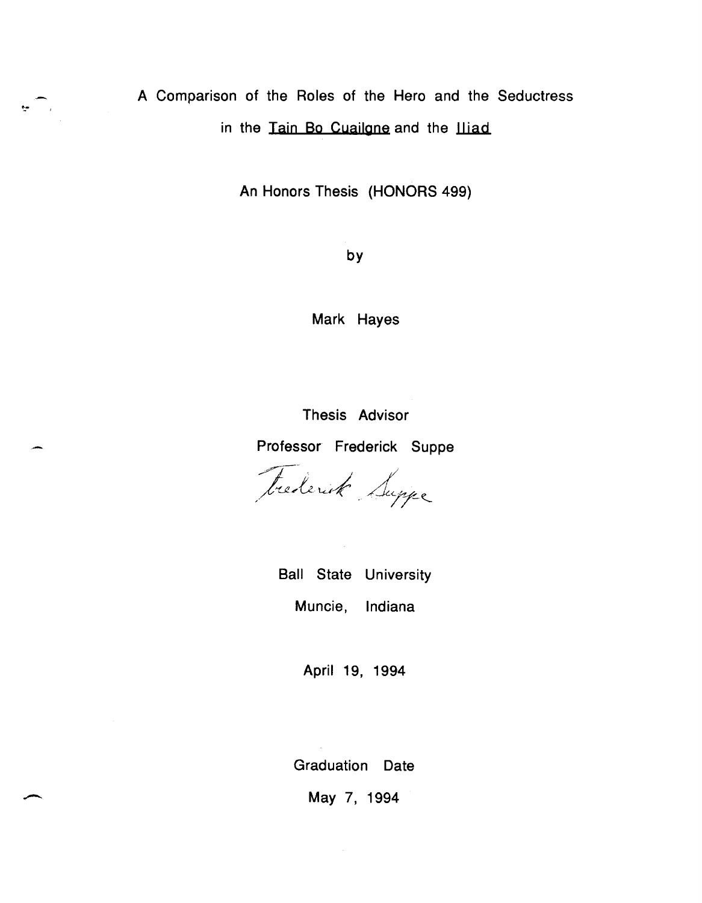# A Comparison of the Roles of the Hero and the Seductress in the Tain Bo Cuailgne and the Iliad

An Honors Thesis (HONORS 499)

by

Mark Hayes

Thesis Advisor

Professor Frederick Suppe

Frederick Suppe

Ball State University

Muncie, Indiana

April 19, 1994

Graduation Date

May 7, 1994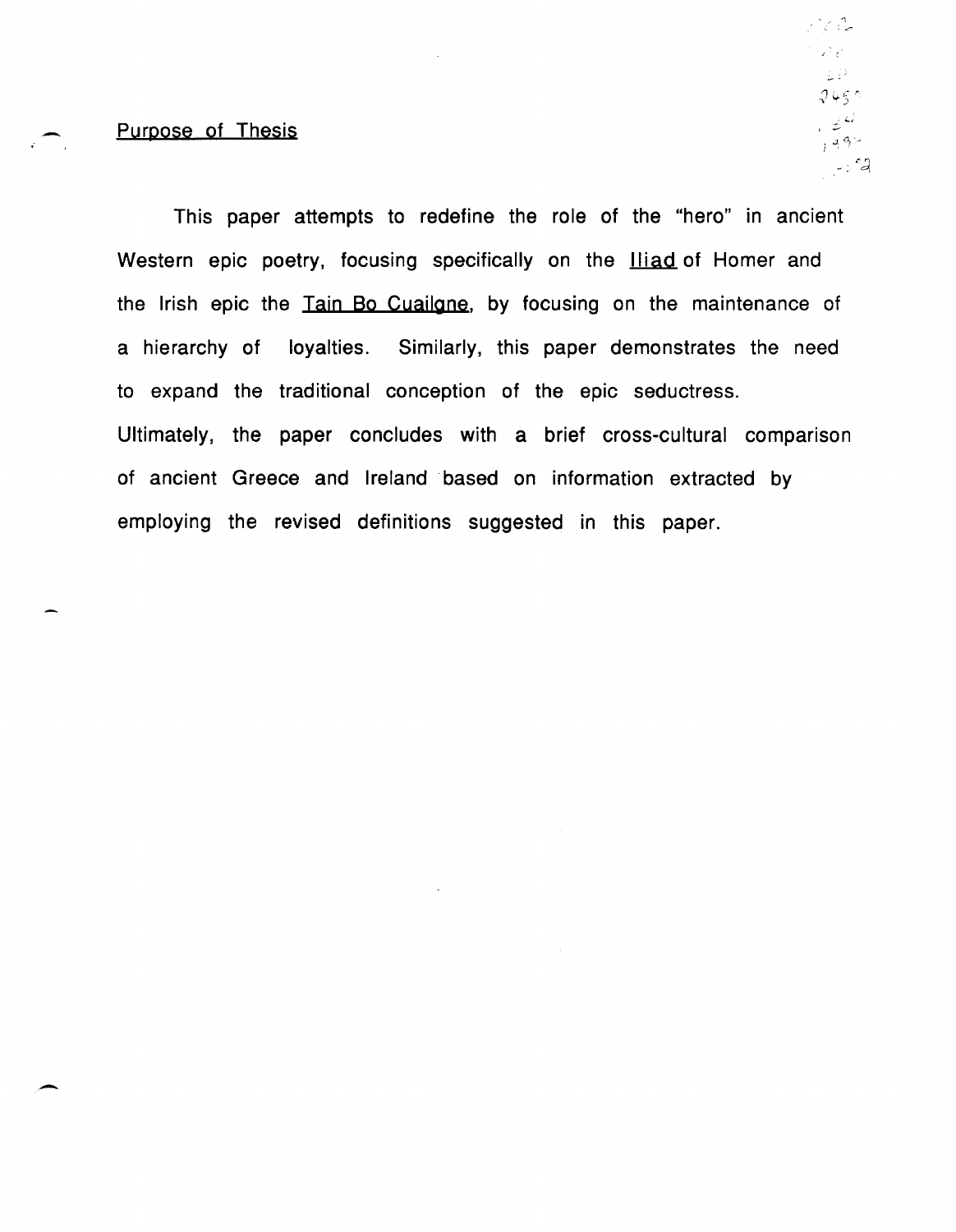## Purpose of Thesis

This paper attempts to redefine the role of the "hero" in ancient Western epic poetry, focusing specifically on the Iliad of Homer and the Irish epic the Tain Bo Cuailgne, by focusing on the maintenance of a hierarchy of loyalties. Similarly, this paper demonstrates the need to expand the traditional conception of the epic seductress. Ultimately, the paper concludes with a brief cross-cultural comparison of ancient Greece and Ireland based on information extracted by employing the revised definitions suggested in this paper.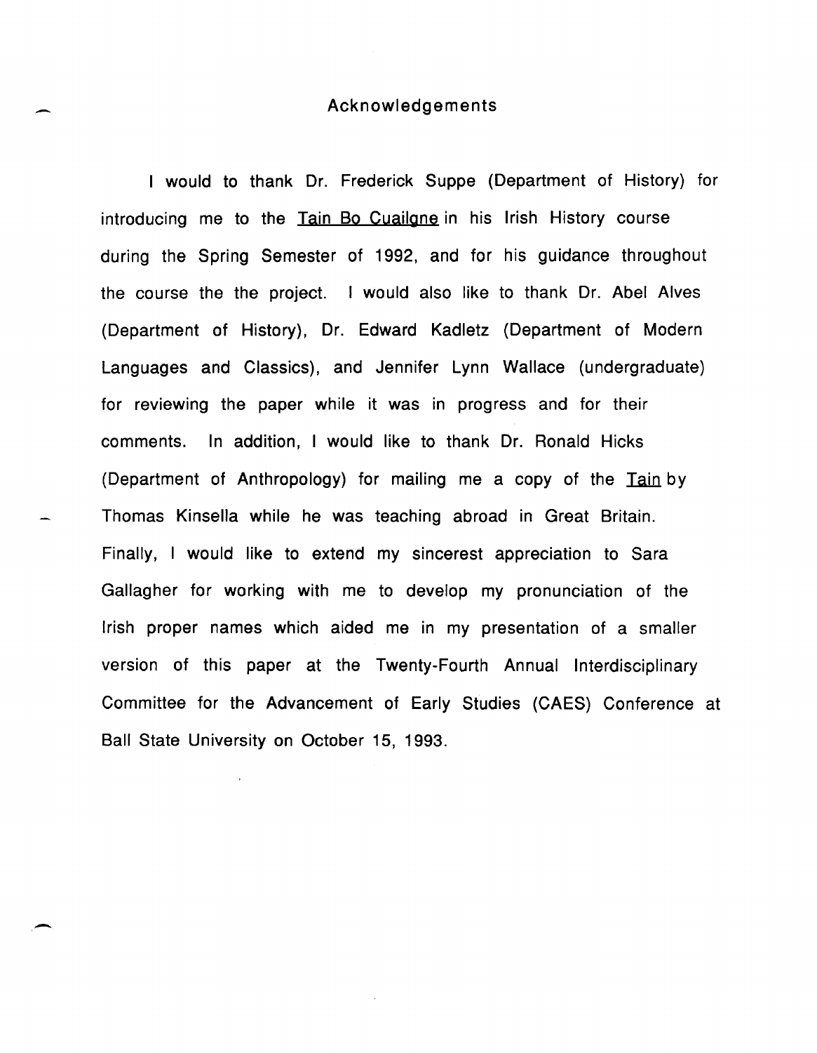# Acknowledgements

I would to thank Dr. Frederick Suppe (Department of History) for introducing me to the Tain Bo Cuailgne in his Irish History course during the Spring Semester of 1992, and for his guidance throughout the course the the project. I would also like to thank Dr. Abel Alves (Department of History), Dr. Edward Kadletz (Department of Modern Languages and Classics), and Jennifer Lynn Wallace (undergraduate) for reviewing the paper while it was in progress and for their comments. In addition, I would like to thank Dr. Ronald Hicks (Department of Anthropology) for mailing me a copy of the Tain by Thomas Kinsella while he was teaching abroad in Great Britain. Finally, I would like to extend my sincerest appreciation to Sara Gallagher for working with me to develop my pronunciation of the Irish proper names which aided me in my presentation of a smaller version of this paper at the Twenty-Fourth Annual Interdisciplinary Committee for the Advancement of Early Studies (CAES) Conference at Ball State University on October 15, 1993.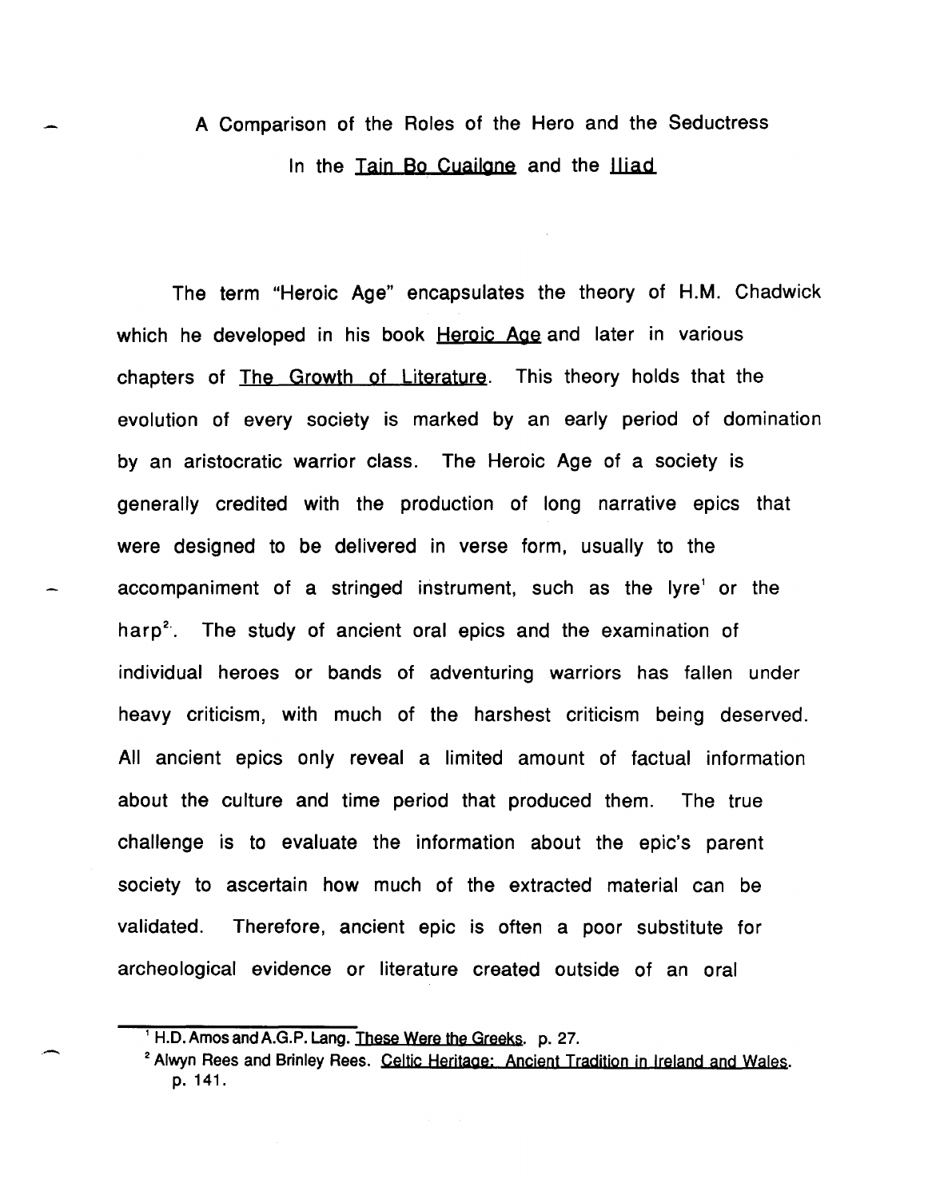# A Comparison of the Roles of the Hero and the Seductress In the Tain Bo Cuailgne and the Iliad

The term "Heroic Age" encapsulates the theory of H.M. Chadwick which he developed in his book Heroic Age and later in various chapters of The Growth of Literature. This theory holds that the evolution of every society is marked by an early period of domination by an aristocratic warrior class. The Heroic Age of a society is generally credited with the production of long narrative epics that were designed to be delivered in verse form, usually to the accompaniment of a stringed instrument, such as the lyre[1] or the harp[2]. The study of ancient oral epics and the examination of individual heroes or bands of adventuring warriors has fallen under heavy criticism, with much of the harshest criticism being deserved. All ancient epics only reveal a limited amount of factual information about the culture and time period that produced them. The true challenge is to evaluate the information about the epic's parent society to ascertain how much of the extracted material can be validated. Therefore, ancient epic is often a poor substitute for archeological evidence or literature created outside of an oral

---

[1] H.D. Amos and A.G.P. Lang. These Were the Greeks. p. 27.

[2] Alwyn Rees and Brinley Rees. Celtic Heritage: Ancient Tradition in Ireland and Wales. p. 141.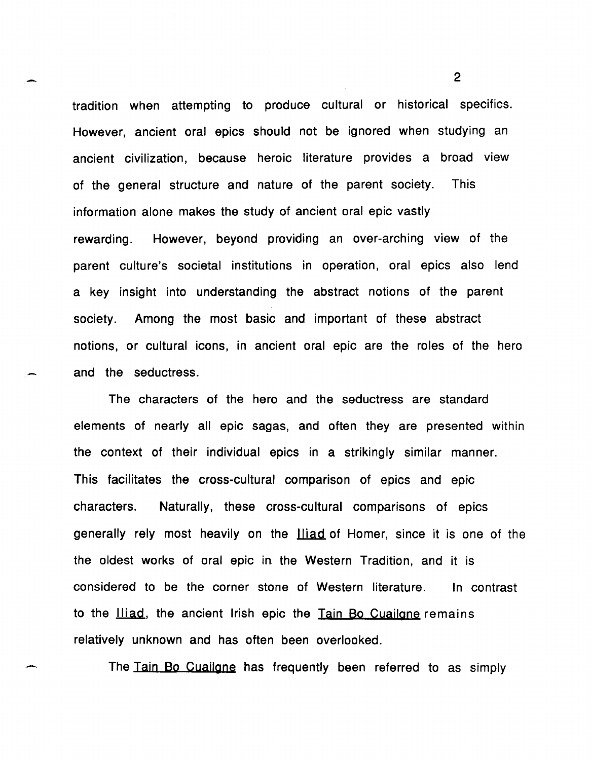tradition when attempting to produce cultural or historical specifics. However, ancient oral epics should not be ignored when studying an ancient civilization, because heroic literature provides a broad view of the general structure and nature of the parent society. This information alone makes the study of ancient oral epic vastly rewarding. However, beyond providing an over-arching view of the parent culture's societal institutions in operation, oral epics also lend a key insight into understanding the abstract notions of the parent society. Among the most basic and important of these abstract notions, or cultural icons, in ancient oral epic are the roles of the hero and the seductress.

The characters of the hero and the seductress are standard elements of nearly all epic sagas, and often they are presented within the context of their individual epics in a strikingly similar manner. This facilitates the cross-cultural comparison of epics and epic characters. Naturally, these cross-cultural comparisons of epics generally rely most heavily on the Iliad of Homer, since it is one of the the oldest works of oral epic in the Western Tradition, and it is considered to be the corner stone of Western literature. In contrast to the Iliad, the ancient Irish epic the Tain Bo Cuailgne remains relatively unknown and has often been overlooked.

The Tain Bo Cuailgne has frequently been referred to as simply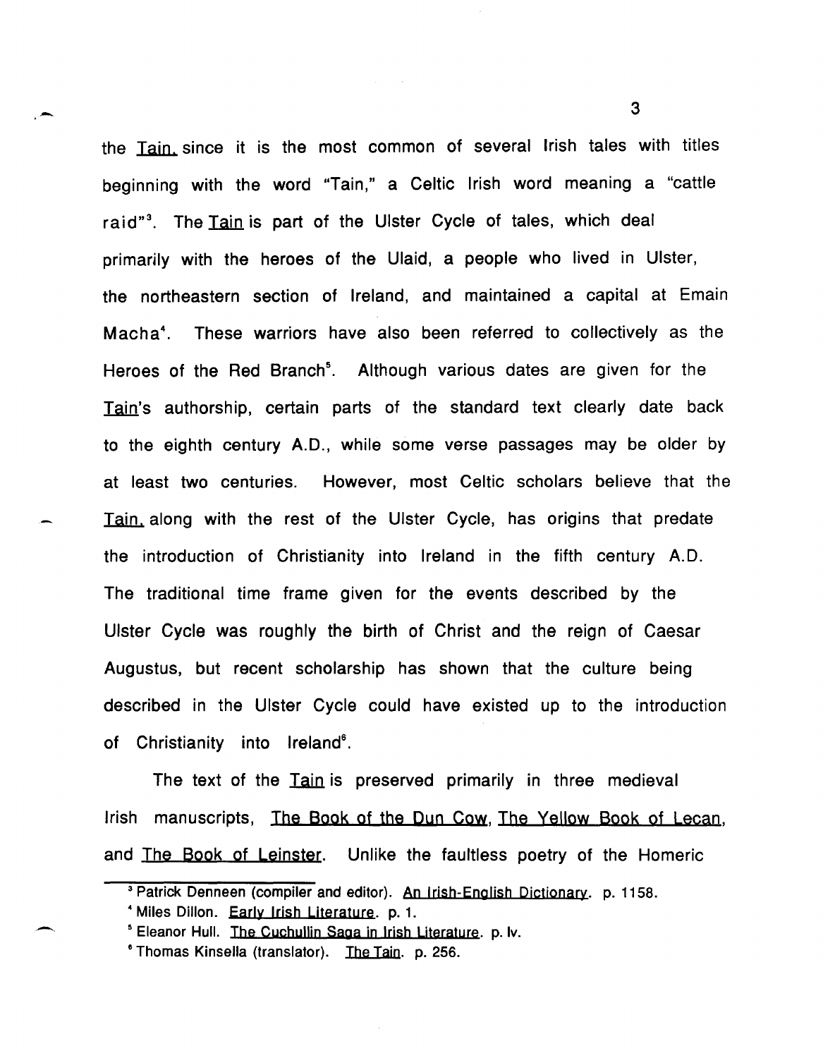the Tain, since it is the most common of several Irish tales with titles beginning with the word "Tain," a Celtic Irish word meaning a "cattle raid"[3]. The Tain is part of the Ulster Cycle of tales, which deal primarily with the heroes of the Ulaid, a people who lived in Ulster, the northeastern section of Ireland, and maintained a capital at Emain Macha[4]. These warriors have also been referred to collectively as the Heroes of the Red Branch[5]. Although various dates are given for the Tain's authorship, certain parts of the standard text clearly date back to the eighth century A.D., while some verse passages may be older by at least two centuries. However, most Celtic scholars believe that the Tain, along with the rest of the Ulster Cycle, has origins that predate the introduction of Christianity into Ireland in the fifth century A.D. The traditional time frame given for the events described by the Ulster Cycle was roughly the birth of Christ and the reign of Caesar Augustus, but recent scholarship has shown that the culture being described in the Ulster Cycle could have existed up to the introduction of Christianity into Ireland[6].

The text of the Tain is preserved primarily in three medieval Irish manuscripts, The Book of the Dun Cow, The Yellow Book of Lecan, and The Book of Leinster. Unlike the faultless poetry of the Homeric

---

[3] Patrick Denneen (compiler and editor). An Irish-English Dictionary. p. 1158.

[4] Miles Dillon. Early Irish Literature. p. 1.

[5] Eleanor Hull. The Cuchullin Saga in Irish Literature. p. lv.

[6] Thomas Kinsella (translator). The Tain. p. 256.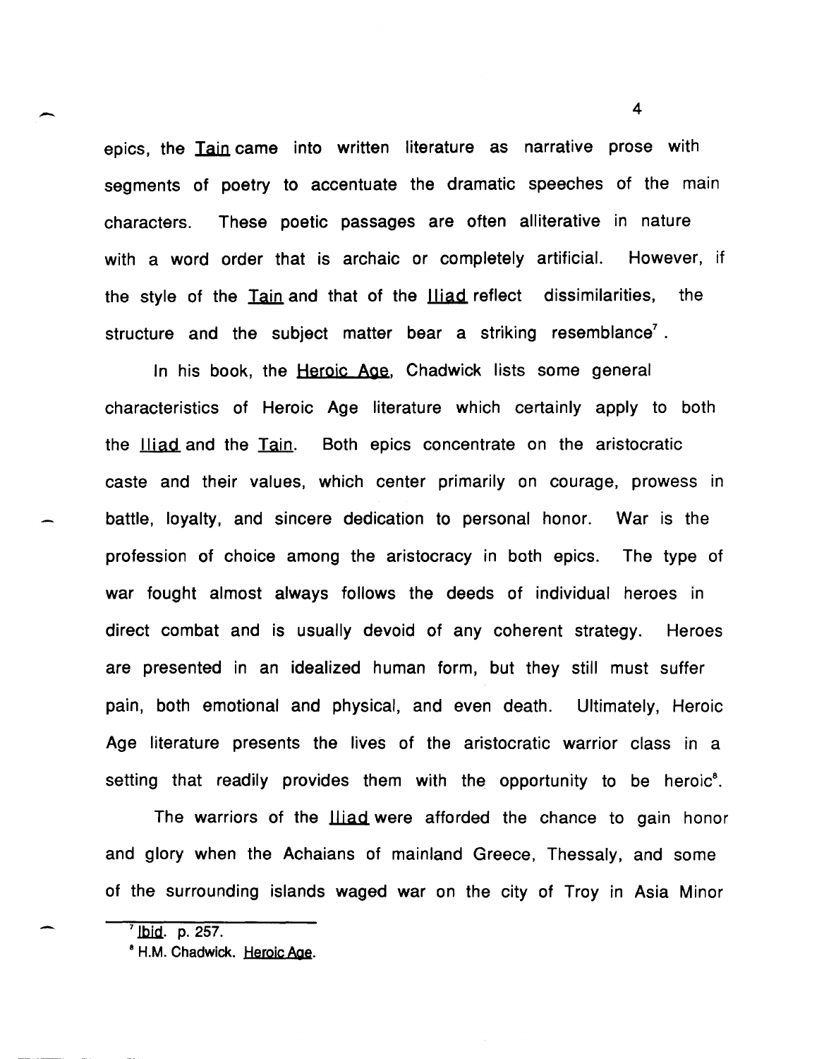epics, the Tain came into written literature as narrative prose with segments of poetry to accentuate the dramatic speeches of the main characters. These poetic passages are often alliterative in nature with a word order that is archaic or completely artificial. However, if the style of the Tain and that of the Iliad reflect dissimilarities, the structure and the subject matter bear a striking resemblance[7].

In his book, the Heroic Age, Chadwick lists some general characteristics of Heroic Age literature which certainly apply to both the Iliad and the Tain. Both epics concentrate on the aristocratic caste and their values, which center primarily on courage, prowess in battle, loyalty, and sincere dedication to personal honor. War is the profession of choice among the aristocracy in both epics. The type of war fought almost always follows the deeds of individual heroes in direct combat and is usually devoid of any coherent strategy. Heroes are presented in an idealized human form, but they still must suffer pain, both emotional and physical, and even death. Ultimately, Heroic Age literature presents the lives of the aristocratic warrior class in a setting that readily provides them with the opportunity to be heroic[8].

The warriors of the Iliad were afforded the chance to gain honor and glory when the Achaians of mainland Greece, Thessaly, and some of the surrounding islands waged war on the city of Troy in Asia Minor

---

[7] Ibid. p. 257.

[8] H.M. Chadwick. Heroic Age.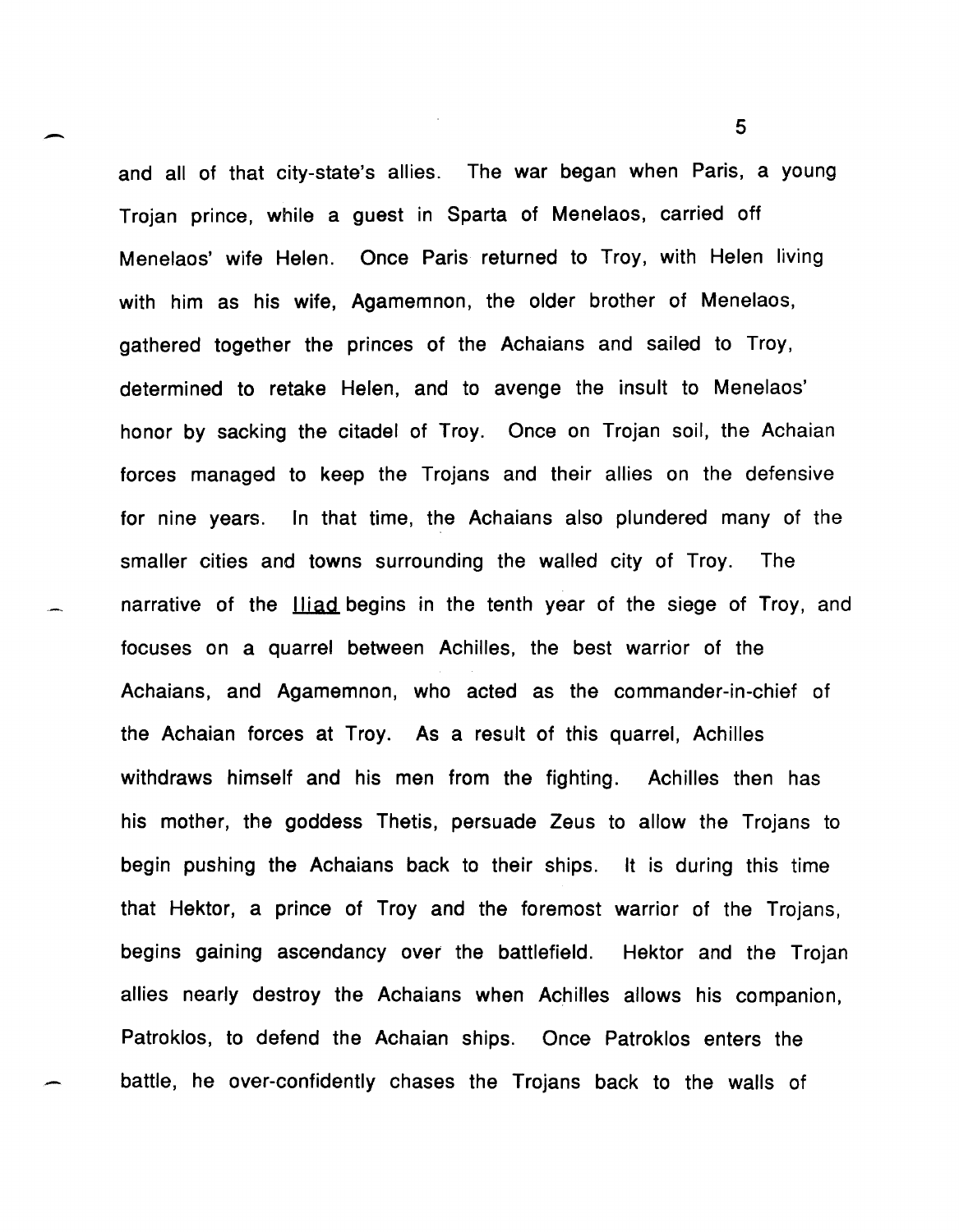and all of that city-state's allies. The war began when Paris, a young Trojan prince, while a guest in Sparta of Menelaos, carried off Menelaos' wife Helen. Once Paris returned to Troy, with Helen living with him as his wife, Agamemnon, the older brother of Menelaos, gathered together the princes of the Achaians and sailed to Troy, determined to retake Helen, and to avenge the insult to Menelaos' honor by sacking the citadel of Troy. Once on Trojan soil, the Achaian forces managed to keep the Trojans and their allies on the defensive for nine years. In that time, the Achaians also plundered many of the smaller cities and towns surrounding the walled city of Troy. The narrative of the *Iliad* begins in the tenth year of the siege of Troy, and focuses on a quarrel between Achilles, the best warrior of the Achaians, and Agamemnon, who acted as the commander-in-chief of the Achaian forces at Troy. As a result of this quarrel, Achilles withdraws himself and his men from the fighting. Achilles then has his mother, the goddess Thetis, persuade Zeus to allow the Trojans to begin pushing the Achaians back to their ships. It is during this time that Hektor, a prince of Troy and the foremost warrior of the Trojans, begins gaining ascendancy over the battlefield. Hektor and the Trojan allies nearly destroy the Achaians when Achilles allows his companion, Patroklos, to defend the Achaian ships. Once Patroklos enters the battle, he over-confidently chases the Trojans back to the walls of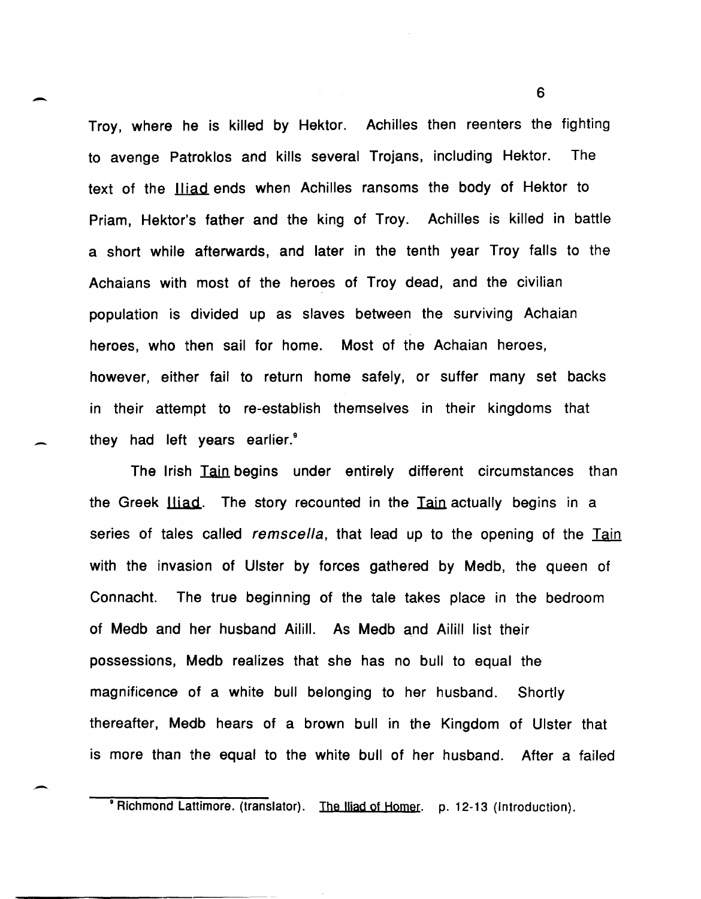Troy, where he is killed by Hektor. Achilles then reenters the fighting to avenge Patroklos and kills several Trojans, including Hektor. The text of the Iliad ends when Achilles ransoms the body of Hektor to Priam, Hektor's father and the king of Troy. Achilles is killed in battle a short while afterwards, and later in the tenth year Troy falls to the Achaians with most of the heroes of Troy dead, and the civilian population is divided up as slaves between the surviving Achaian heroes, who then sail for home. Most of the Achaian heroes, however, either fail to return home safely, or suffer many set backs in their attempt to re-establish themselves in their kingdoms that they had left years earlier.[9]

The Irish Tain begins under entirely different circumstances than the Greek Iliad. The story recounted in the Tain actually begins in a series of tales called *remscella*, that lead up to the opening of the Tain with the invasion of Ulster by forces gathered by Medb, the queen of Connacht. The true beginning of the tale takes place in the bedroom of Medb and her husband Ailill. As Medb and Ailill list their possessions, Medb realizes that she has no bull to equal the magnificence of a white bull belonging to her husband. Shortly thereafter, Medb hears of a brown bull in the Kingdom of Ulster that is more than the equal to the white bull of her husband. After a failed

[9] Richmond Lattimore. (translator). The Iliad of Homer. p. 12-13 (Introduction).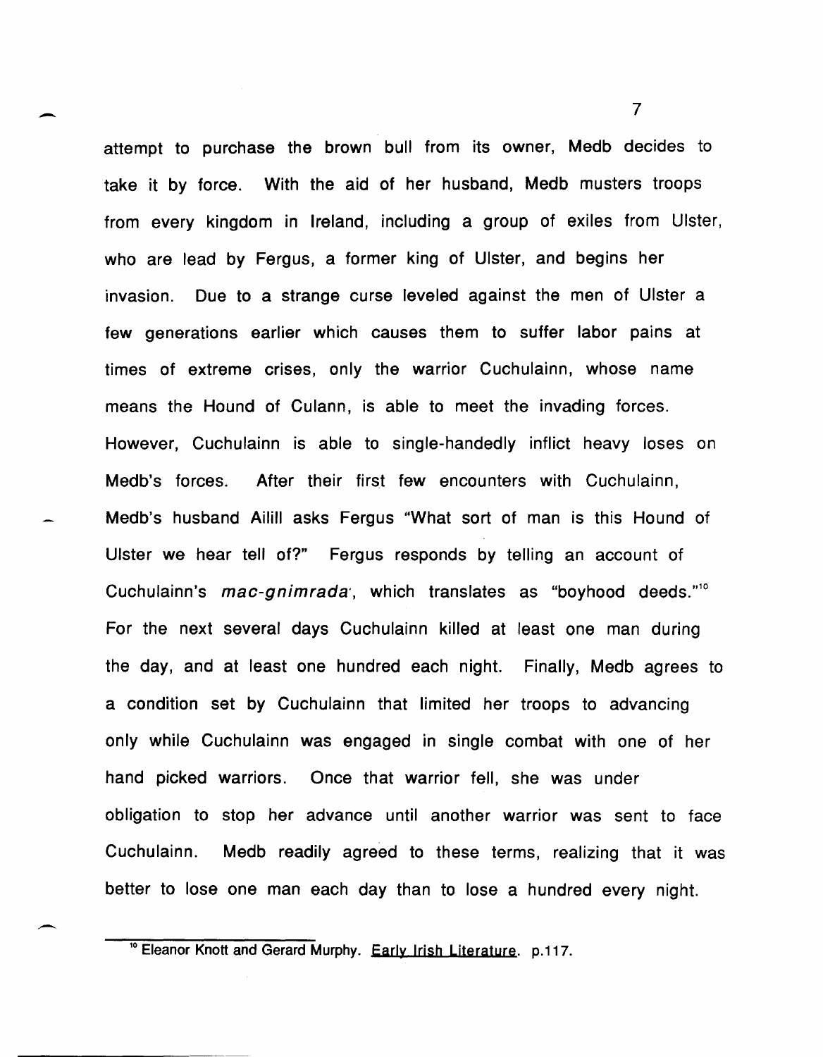attempt to purchase the brown bull from its owner, Medb decides to take it by force. With the aid of her husband, Medb musters troops from every kingdom in Ireland, including a group of exiles from Ulster, who are lead by Fergus, a former king of Ulster, and begins her invasion. Due to a strange curse leveled against the men of Ulster a few generations earlier which causes them to suffer labor pains at times of extreme crises, only the warrior Cuchulainn, whose name means the Hound of Culann, is able to meet the invading forces. However, Cuchulainn is able to single-handedly inflict heavy loses on Medb's forces. After their first few encounters with Cuchulainn, Medb's husband Ailill asks Fergus "What sort of man is this Hound of Ulster we hear tell of?" Fergus responds by telling an account of Cuchulainn's *mac-gnimrada*, which translates as "boyhood deeds."[10] For the next several days Cuchulainn killed at least one man during the day, and at least one hundred each night. Finally, Medb agrees to a condition set by Cuchulainn that limited her troops to advancing only while Cuchulainn was engaged in single combat with one of her hand picked warriors. Once that warrior fell, she was under obligation to stop her advance until another warrior was sent to face Cuchulainn. Medb readily agreed to these terms, realizing that it was better to lose one man each day than to lose a hundred every night.

[10] Eleanor Knott and Gerard Murphy. Early Irish Literature. p.117.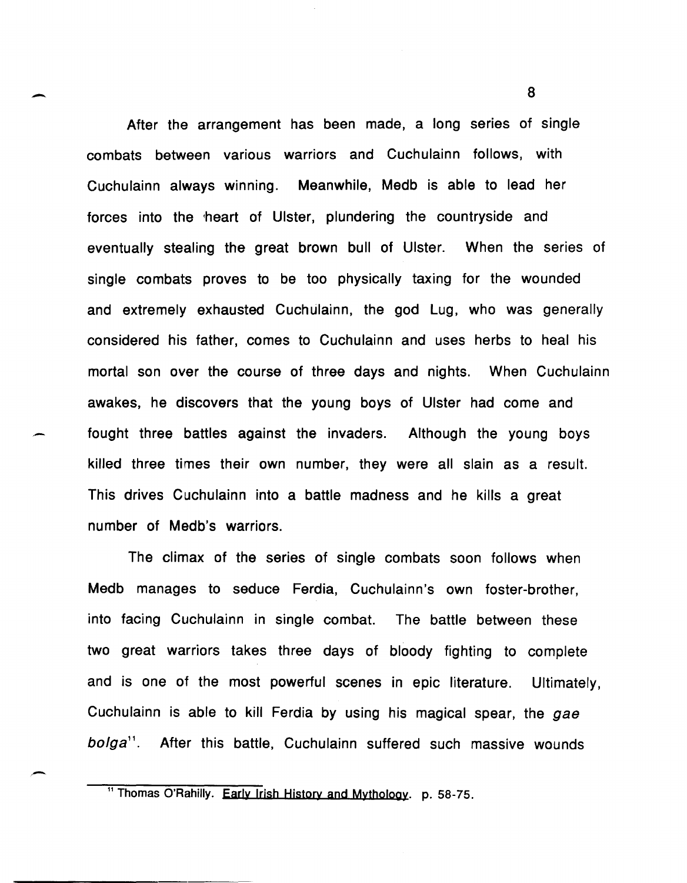After the arrangement has been made, a long series of single combats between various warriors and Cuchulainn follows, with Cuchulainn always winning. Meanwhile, Medb is able to lead her forces into the heart of Ulster, plundering the countryside and eventually stealing the great brown bull of Ulster. When the series of single combats proves to be too physically taxing for the wounded and extremely exhausted Cuchulainn, the god Lug, who was generally considered his father, comes to Cuchulainn and uses herbs to heal his mortal son over the course of three days and nights. When Cuchulainn awakes, he discovers that the young boys of Ulster had come and fought three battles against the invaders. Although the young boys killed three times their own number, they were all slain as a result. This drives Cuchulainn into a battle madness and he kills a great number of Medb's warriors.

The climax of the series of single combats soon follows when Medb manages to seduce Ferdia, Cuchulainn's own foster-brother, into facing Cuchulainn in single combat. The battle between these two great warriors takes three days of bloody fighting to complete and is one of the most powerful scenes in epic literature. Ultimately, Cuchulainn is able to kill Ferdia by using his magical spear, the *gae bolga*[11]. After this battle, Cuchulainn suffered such massive wounds

---

[11] Thomas O'Rahilly. Early Irish History and Mythology. p. 58-75.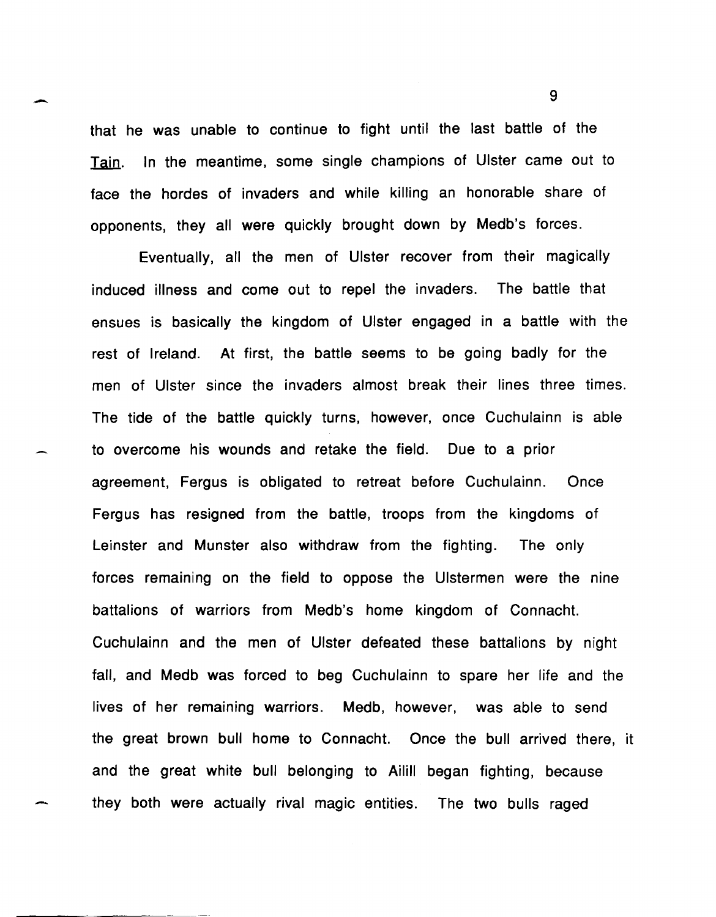that he was unable to continue to fight until the last battle of the _Tain_. In the meantime, some single champions of Ulster came out to face the hordes of invaders and while killing an honorable share of opponents, they all were quickly brought down by Medb's forces.

Eventually, all the men of Ulster recover from their magically induced illness and come out to repel the invaders. The battle that ensues is basically the kingdom of Ulster engaged in a battle with the rest of Ireland. At first, the battle seems to be going badly for the men of Ulster since the invaders almost break their lines three times. The tide of the battle quickly turns, however, once Cuchulainn is able to overcome his wounds and retake the field. Due to a prior agreement, Fergus is obligated to retreat before Cuchulainn. Once Fergus has resigned from the battle, troops from the kingdoms of Leinster and Munster also withdraw from the fighting. The only forces remaining on the field to oppose the Ulstermen were the nine battalions of warriors from Medb's home kingdom of Connacht. Cuchulainn and the men of Ulster defeated these battalions by night fall, and Medb was forced to beg Cuchulainn to spare her life and the lives of her remaining warriors. Medb, however, was able to send the great brown bull home to Connacht. Once the bull arrived there, it and the great white bull belonging to Ailill began fighting, because they both were actually rival magic entities. The two bulls raged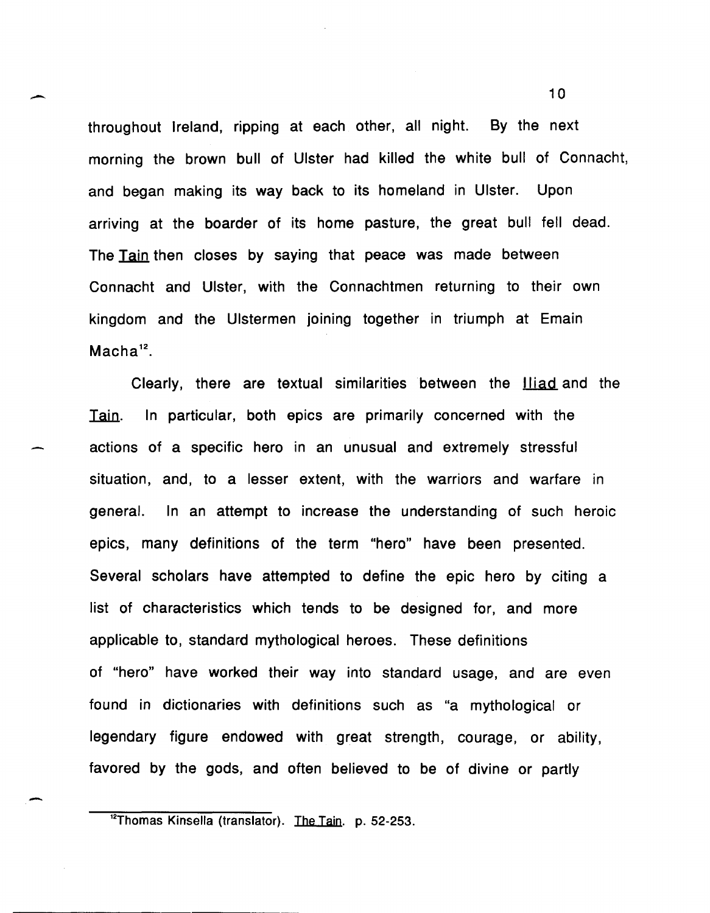throughout Ireland, ripping at each other, all night. By the next morning the brown bull of Ulster had killed the white bull of Connacht, and began making its way back to its homeland in Ulster. Upon arriving at the boarder of its home pasture, the great bull fell dead. The Tain then closes by saying that peace was made between Connacht and Ulster, with the Connachtmen returning to their own kingdom and the Ulstermen joining together in triumph at Emain Macha[12].

Clearly, there are textual similarities between the Iliad and the Tain. In particular, both epics are primarily concerned with the actions of a specific hero in an unusual and extremely stressful situation, and, to a lesser extent, with the warriors and warfare in general. In an attempt to increase the understanding of such heroic epics, many definitions of the term "hero" have been presented. Several scholars have attempted to define the epic hero by citing a list of characteristics which tends to be designed for, and more applicable to, standard mythological heroes. These definitions of "hero" have worked their way into standard usage, and are even found in dictionaries with definitions such as "a mythological or legendary figure endowed with great strength, courage, or ability, favored by the gods, and often believed to be of divine or partly

---

[12] Thomas Kinsella (translator). The Tain. p. 52-253.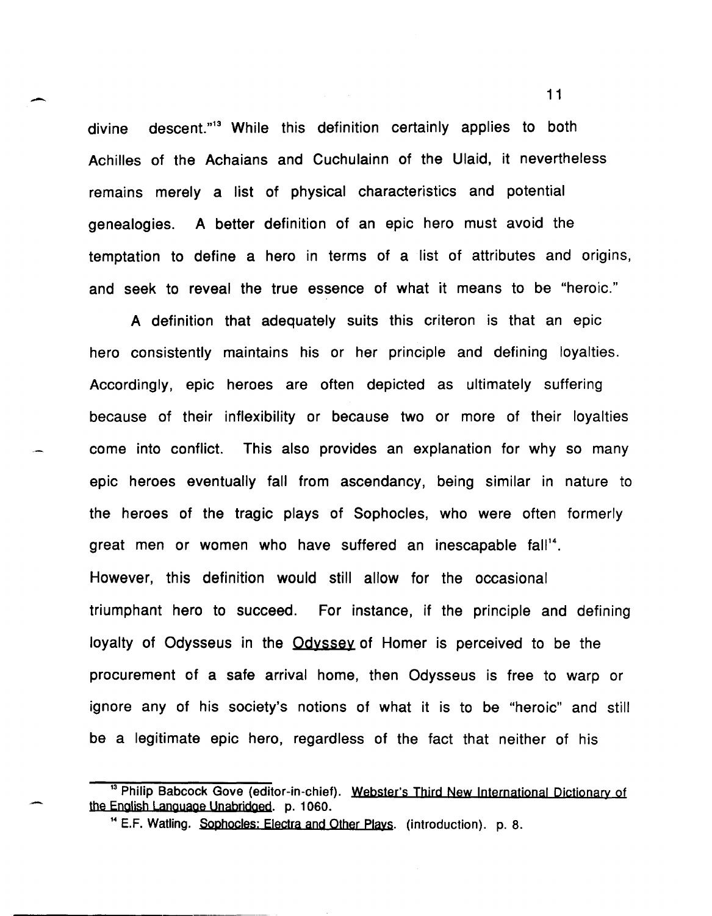divine descent."[13] While this definition certainly applies to both Achilles of the Achaians and Cuchulainn of the Ulaid, it nevertheless remains merely a list of physical characteristics and potential genealogies. A better definition of an epic hero must avoid the temptation to define a hero in terms of a list of attributes and origins, and seek to reveal the true essence of what it means to be "heroic."

A definition that adequately suits this criteron is that an epic hero consistently maintains his or her principle and defining loyalties. Accordingly, epic heroes are often depicted as ultimately suffering because of their inflexibility or because two or more of their loyalties come into conflict. This also provides an explanation for why so many epic heroes eventually fall from ascendancy, being similar in nature to the heroes of the tragic plays of Sophocles, who were often formerly great men or women who have suffered an inescapable fall[14]. However, this definition would still allow for the occasional triumphant hero to succeed. For instance, if the principle and defining loyalty of Odysseus in the Odyssey of Homer is perceived to be the procurement of a safe arrival home, then Odysseus is free to warp or ignore any of his society's notions of what it is to be "heroic" and still be a legitimate epic hero, regardless of the fact that neither of his

---

[13] Philip Babcock Gove (editor-in-chief). Webster's Third New International Dictionary of the English Language Unabridged. p. 1060.

[14] E.F. Watling. Sophocles: Electra and Other Plays. (introduction). p. 8.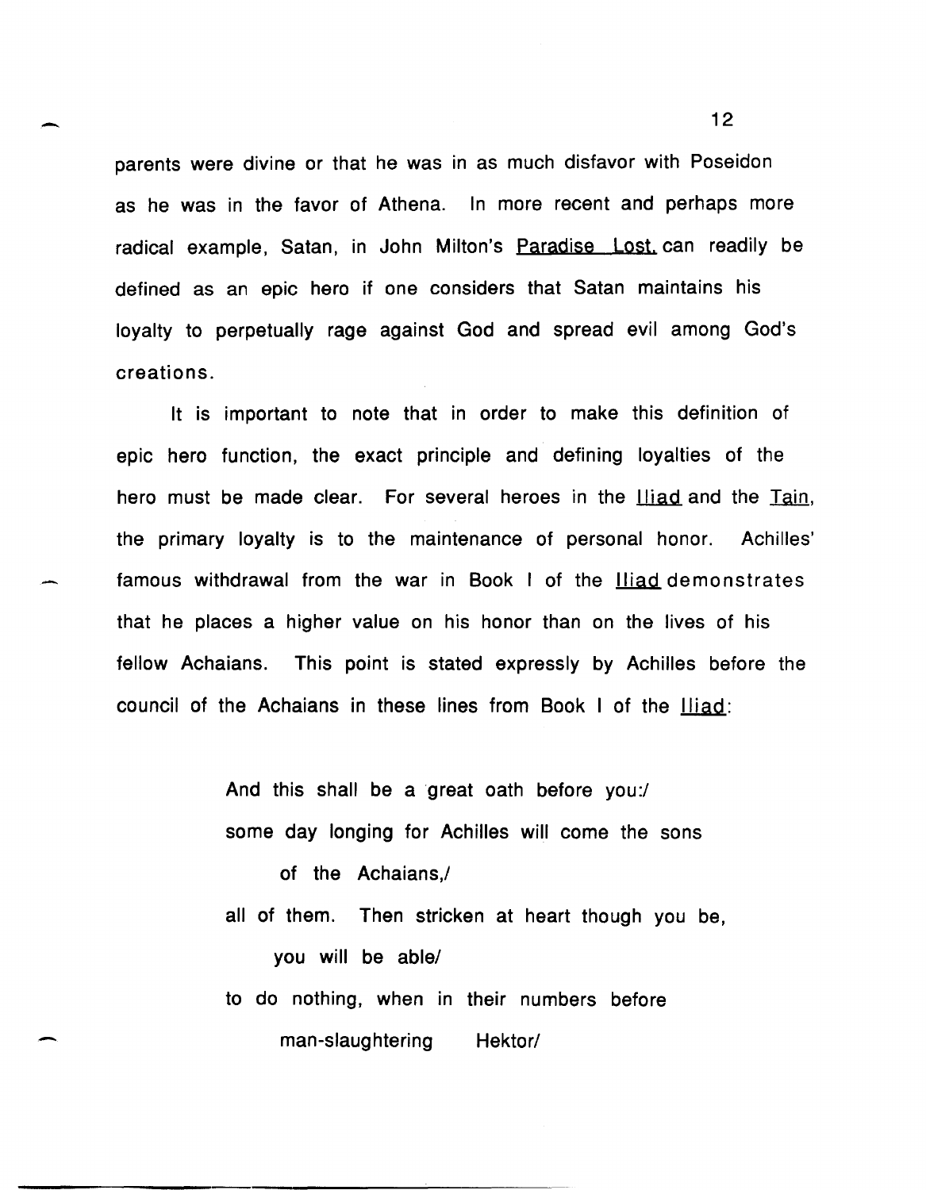parents were divine or that he was in as much disfavor with Poseidon as he was in the favor of Athena. In more recent and perhaps more radical example, Satan, in John Milton's _Paradise Lost,_ can readily be defined as an epic hero if one considers that Satan maintains his loyalty to perpetually rage against God and spread evil among God's creations.

It is important to note that in order to make this definition of epic hero function, the exact principle and defining loyalties of the hero must be made clear. For several heroes in the _Iliad_ and the _Tain_, the primary loyalty is to the maintenance of personal honor. Achilles' famous withdrawal from the war in Book I of the _Iliad_ demonstrates that he places a higher value on his honor than on the lives of his fellow Achaians. This point is stated expressly by Achilles before the council of the Achaians in these lines from Book I of the _Iliad_:

> And this shall be a great oath before you:/
> some day longing for Achilles will come the sons
> of the Achaians,/
> all of them. Then stricken at heart though you be,
> you will be able/
> to do nothing, when in their numbers before
> man-slaughtering Hektor/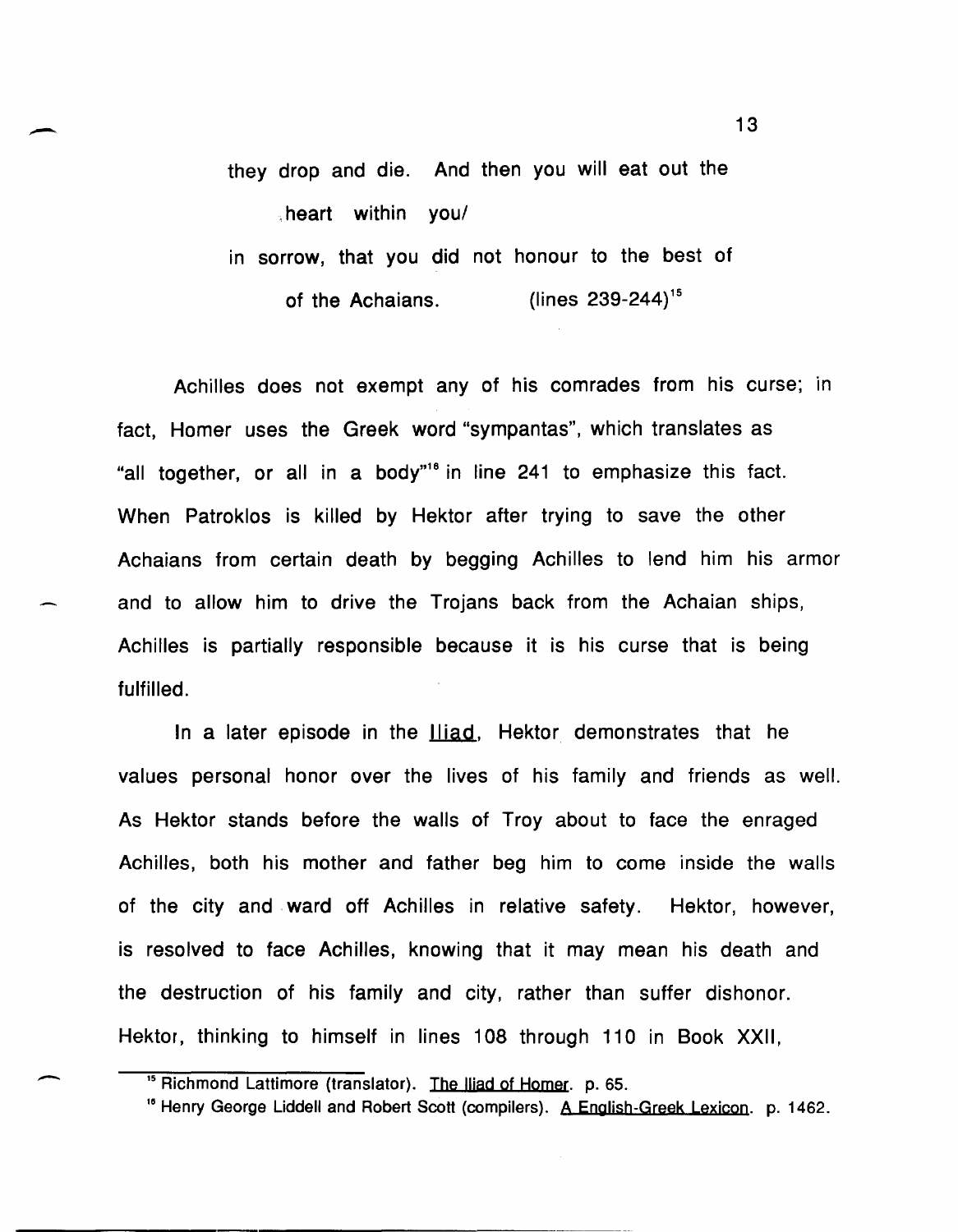> they drop and die. And then you will eat out the
> heart within you/
> in sorrow, that you did not honour to the best of
> of the Achaians. (lines 239-244)[15]

Achilles does not exempt any of his comrades from his curse; in fact, Homer uses the Greek word "sympantas", which translates as "all together, or all in a body"[16] in line 241 to emphasize this fact. When Patroklos is killed by Hektor after trying to save the other Achaians from certain death by begging Achilles to lend him his armor and to allow him to drive the Trojans back from the Achaian ships, Achilles is partially responsible because it is his curse that is being fulfilled.

In a later episode in the Iliad, Hektor demonstrates that he values personal honor over the lives of his family and friends as well. As Hektor stands before the walls of Troy about to face the enraged Achilles, both his mother and father beg him to come inside the walls of the city and ward off Achilles in relative safety. Hektor, however, is resolved to face Achilles, knowing that it may mean his death and the destruction of his family and city, rather than suffer dishonor. Hektor, thinking to himself in lines 108 through 110 in Book XXII,

---

[15] Richmond Lattimore (translator). The Iliad of Homer. p. 65.

[16] Henry George Liddell and Robert Scott (compilers). A English-Greek Lexicon. p. 1462.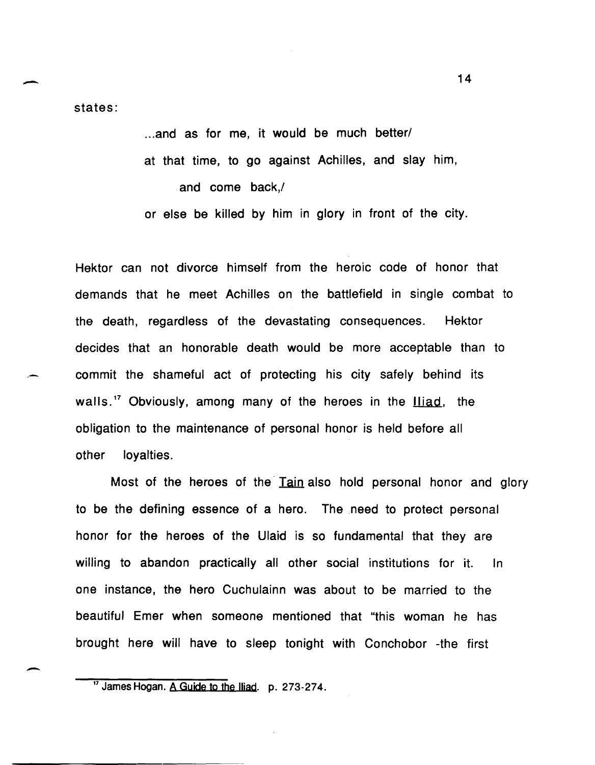states:

> ...and as for me, it would be much better/
> at that time, to go against Achilles, and slay him, and come back,/
> or else be killed by him in glory in front of the city.

Hektor can not divorce himself from the heroic code of honor that demands that he meet Achilles on the battlefield in single combat to the death, regardless of the devastating consequences. Hektor decides that an honorable death would be more acceptable than to commit the shameful act of protecting his city safely behind its walls.[17] Obviously, among many of the heroes in the Iliad, the obligation to the maintenance of personal honor is held before all other loyalties.

Most of the heroes of the Tain also hold personal honor and glory to be the defining essence of a hero. The need to protect personal honor for the heroes of the Ulaid is so fundamental that they are willing to abandon practically all other social institutions for it. In one instance, the hero Cuchulainn was about to be married to the beautiful Emer when someone mentioned that "this woman he has brought here will have to sleep tonight with Conchobor -the first

[17] James Hogan. A Guide to the Iliad. p. 273-274.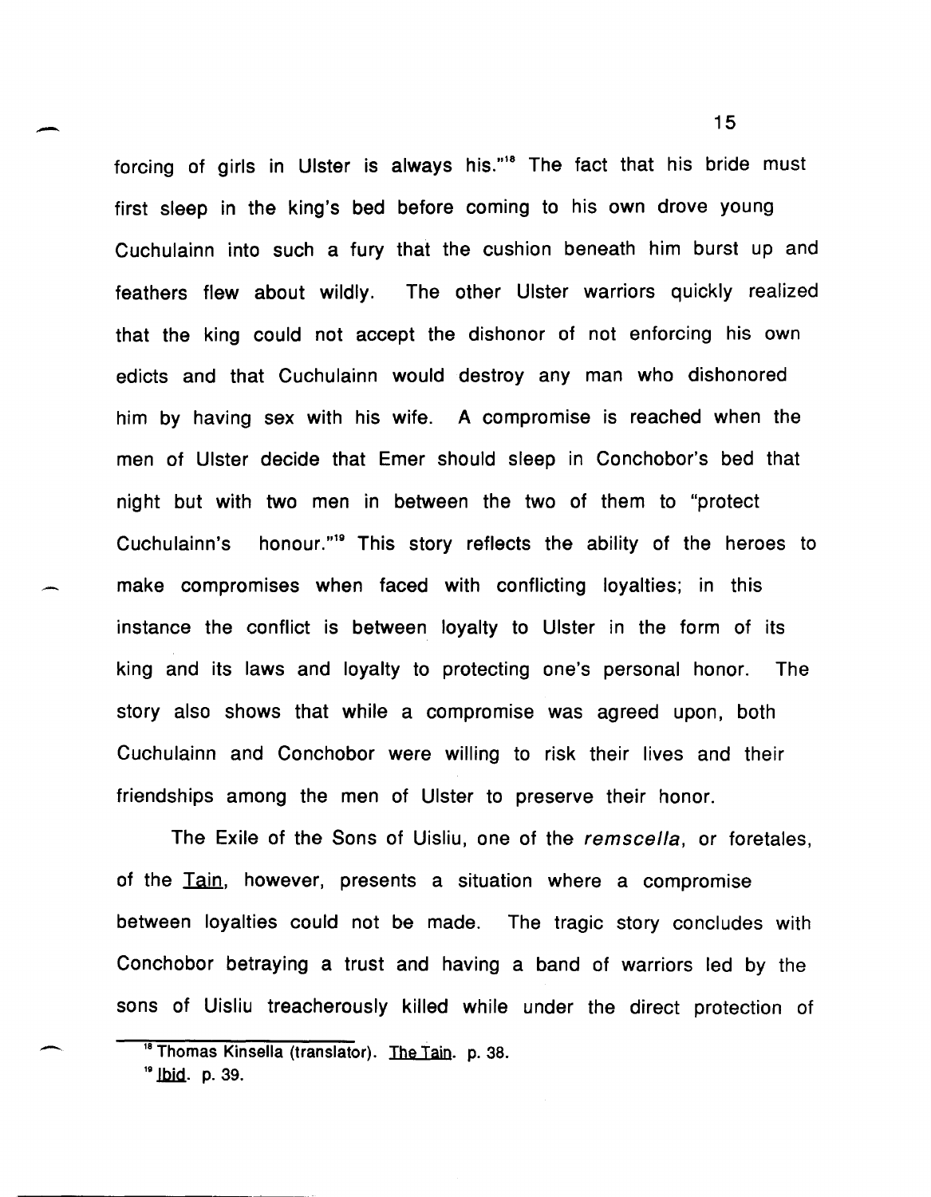forcing of girls in Ulster is always his."[18] The fact that his bride must first sleep in the king's bed before coming to his own drove young Cuchulainn into such a fury that the cushion beneath him burst up and feathers flew about wildly. The other Ulster warriors quickly realized that the king could not accept the dishonor of not enforcing his own edicts and that Cuchulainn would destroy any man who dishonored him by having sex with his wife. A compromise is reached when the men of Ulster decide that Emer should sleep in Conchobor's bed that night but with two men in between the two of them to "protect Cuchulainn's honour."[19] This story reflects the ability of the heroes to make compromises when faced with conflicting loyalties; in this instance the conflict is between loyalty to Ulster in the form of its king and its laws and loyalty to protecting one's personal honor. The story also shows that while a compromise was agreed upon, both Cuchulainn and Conchobor were willing to risk their lives and their friendships among the men of Ulster to preserve their honor.

The Exile of the Sons of Uisliu, one of the *remscella*, or foretales, of the Tain, however, presents a situation where a compromise between loyalties could not be made. The tragic story concludes with Conchobor betraying a trust and having a band of warriors led by the sons of Uisliu treacherously killed while under the direct protection of

[18] Thomas Kinsella (translator). The Tain. p. 38.

[19] Ibid. p. 39.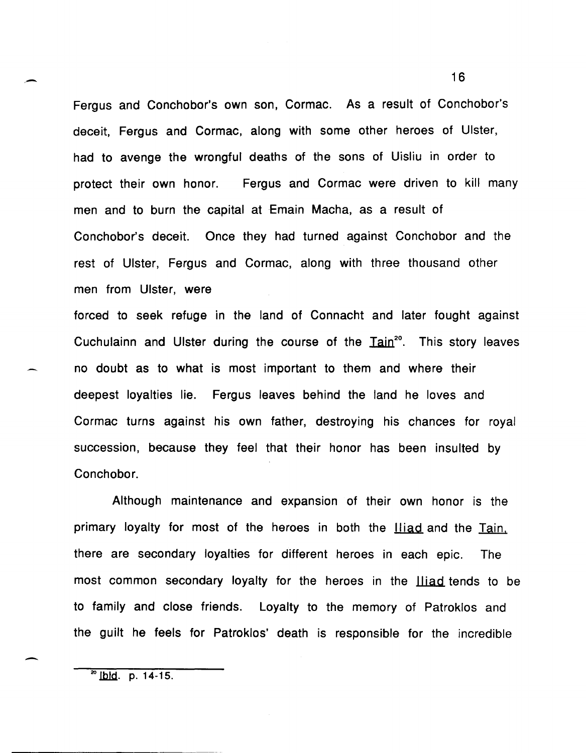Fergus and Conchobor's own son, Cormac. As a result of Conchobor's deceit, Fergus and Cormac, along with some other heroes of Ulster, had to avenge the wrongful deaths of the sons of Uisliu in order to protect their own honor. Fergus and Cormac were driven to kill many men and to burn the capital at Emain Macha, as a result of Conchobor's deceit. Once they had turned against Conchobor and the rest of Ulster, Fergus and Cormac, along with three thousand other men from Ulster, were forced to seek refuge in the land of Connacht and later fought against Cuchulainn and Ulster during the course of the _Tain_[20]. This story leaves no doubt as to what is most important to them and where their deepest loyalties lie. Fergus leaves behind the land he loves and Cormac turns against his own father, destroying his chances for royal succession, because they feel that their honor has been insulted by Conchobor.

Although maintenance and expansion of their own honor is the primary loyalty for most of the heroes in both the _Iliad_ and the _Tain_, there are secondary loyalties for different heroes in each epic. The most common secondary loyalty for the heroes in the _Iliad_ tends to be to family and close friends. Loyalty to the memory of Patroklos and the guilt he feels for Patroklos' death is responsible for the incredible

[20] _Ibid_. p. 14-15.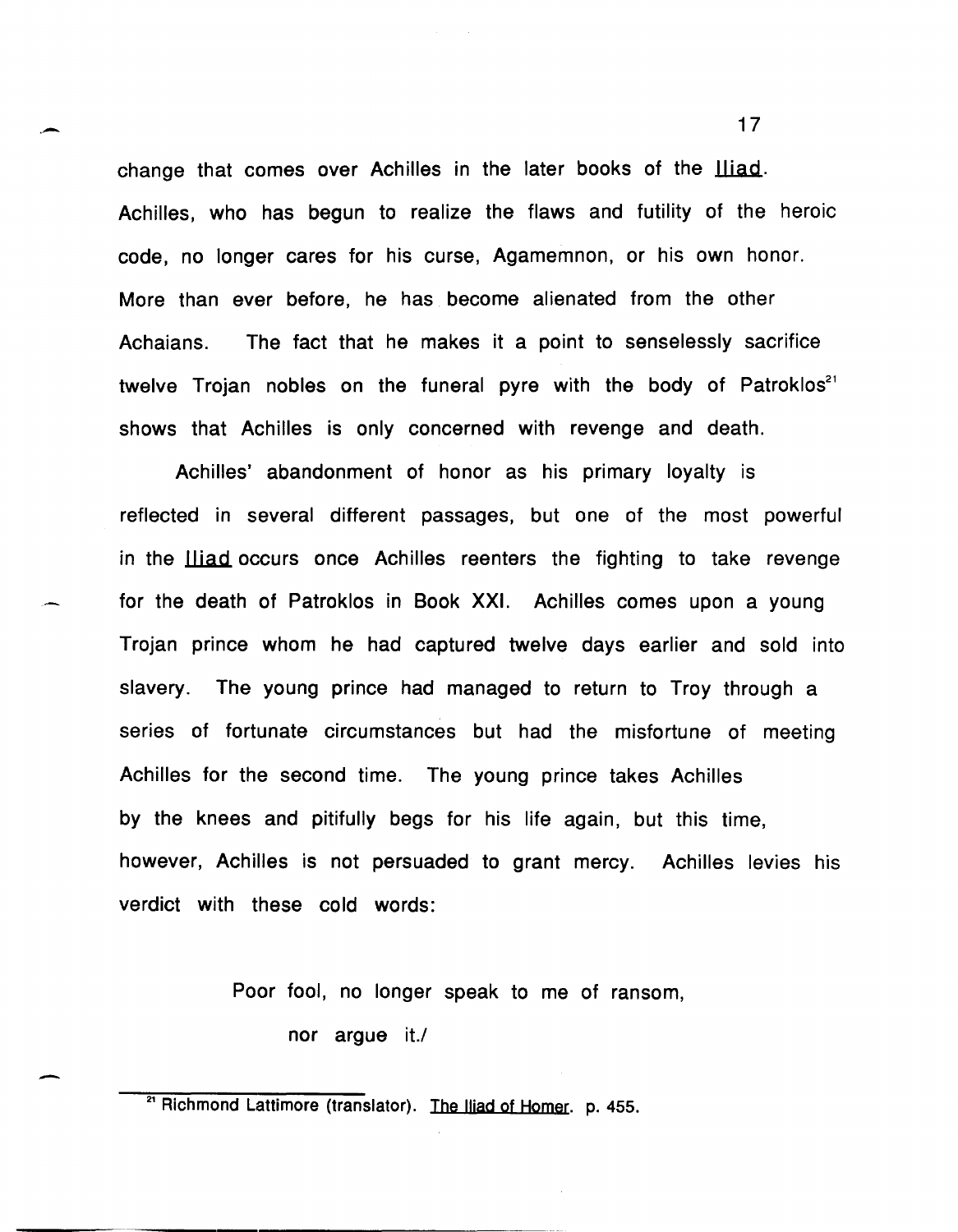change that comes over Achilles in the later books of the Iliad. Achilles, who has begun to realize the flaws and futility of the heroic code, no longer cares for his curse, Agamemnon, or his own honor. More than ever before, he has become alienated from the other Achaians. The fact that he makes it a point to senselessly sacrifice twelve Trojan nobles on the funeral pyre with the body of Patroklos[21] shows that Achilles is only concerned with revenge and death.

Achilles' abandonment of honor as his primary loyalty is reflected in several different passages, but one of the most powerful in the Iliad occurs once Achilles reenters the fighting to take revenge for the death of Patroklos in Book XXI. Achilles comes upon a young Trojan prince whom he had captured twelve days earlier and sold into slavery. The young prince had managed to return to Troy through a series of fortunate circumstances but had the misfortune of meeting Achilles for the second time. The young prince takes Achilles by the knees and pitifully begs for his life again, but this time, however, Achilles is not persuaded to grant mercy. Achilles levies his verdict with these cold words:

> Poor fool, no longer speak to me of ransom,
>
> nor argue it./

[21] Richmond Lattimore (translator). The Iliad of Homer. p. 455.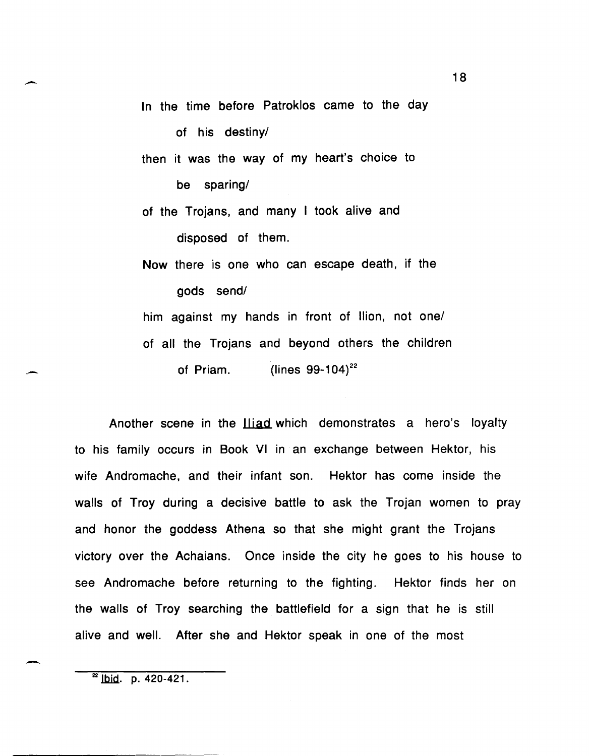In the time before Patroklos came to the day
    of his destiny/
then it was the way of my heart's choice to
    be sparing/
of the Trojans, and many I took alive and
    disposed of them.
Now there is one who can escape death, if the
    gods send/
him against my hands in front of Ilion, not one/
of all the Trojans and beyond others the children
    of Priam. (lines 99-104)[22]

Another scene in the *Iliad* which demonstrates a hero's loyalty to his family occurs in Book VI in an exchange between Hektor, his wife Andromache, and their infant son. Hektor has come inside the walls of Troy during a decisive battle to ask the Trojan women to pray and honor the goddess Athena so that she might grant the Trojans victory over the Achaians. Once inside the city he goes to his house to see Andromache before returning to the fighting. Hektor finds her on the walls of Troy searching the battlefield for a sign that he is still alive and well. After she and Hektor speak in one of the most

[22] *Ibid*. p. 420-421.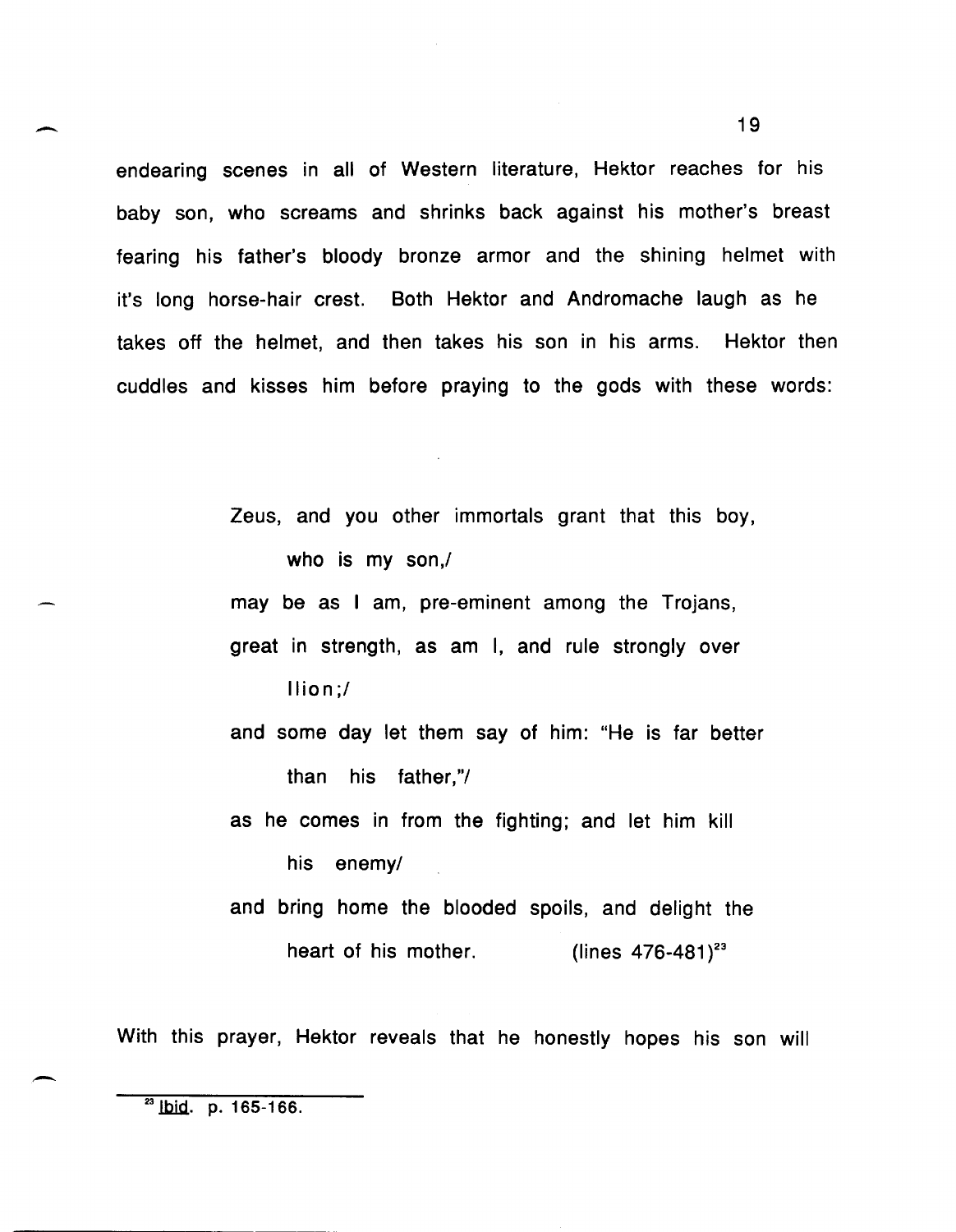endearing scenes in all of Western literature, Hektor reaches for his baby son, who screams and shrinks back against his mother's breast fearing his father's bloody bronze armor and the shining helmet with it's long horse-hair crest. Both Hektor and Andromache laugh as he takes off the helmet, and then takes his son in his arms. Hektor then cuddles and kisses him before praying to the gods with these words:

> Zeus, and you other immortals grant that this boy, who is my son,/
> may be as I am, pre-eminent among the Trojans,
> great in strength, as am I, and rule strongly over Ilion;/
> and some day let them say of him: "He is far better than his father,"/
> as he comes in from the fighting; and let him kill his enemy/
> and bring home the blooded spoils, and delight the heart of his mother. (lines 476-481)[23]

With this prayer, Hektor reveals that he honestly hopes his son will

[23] Ibid. p. 165-166.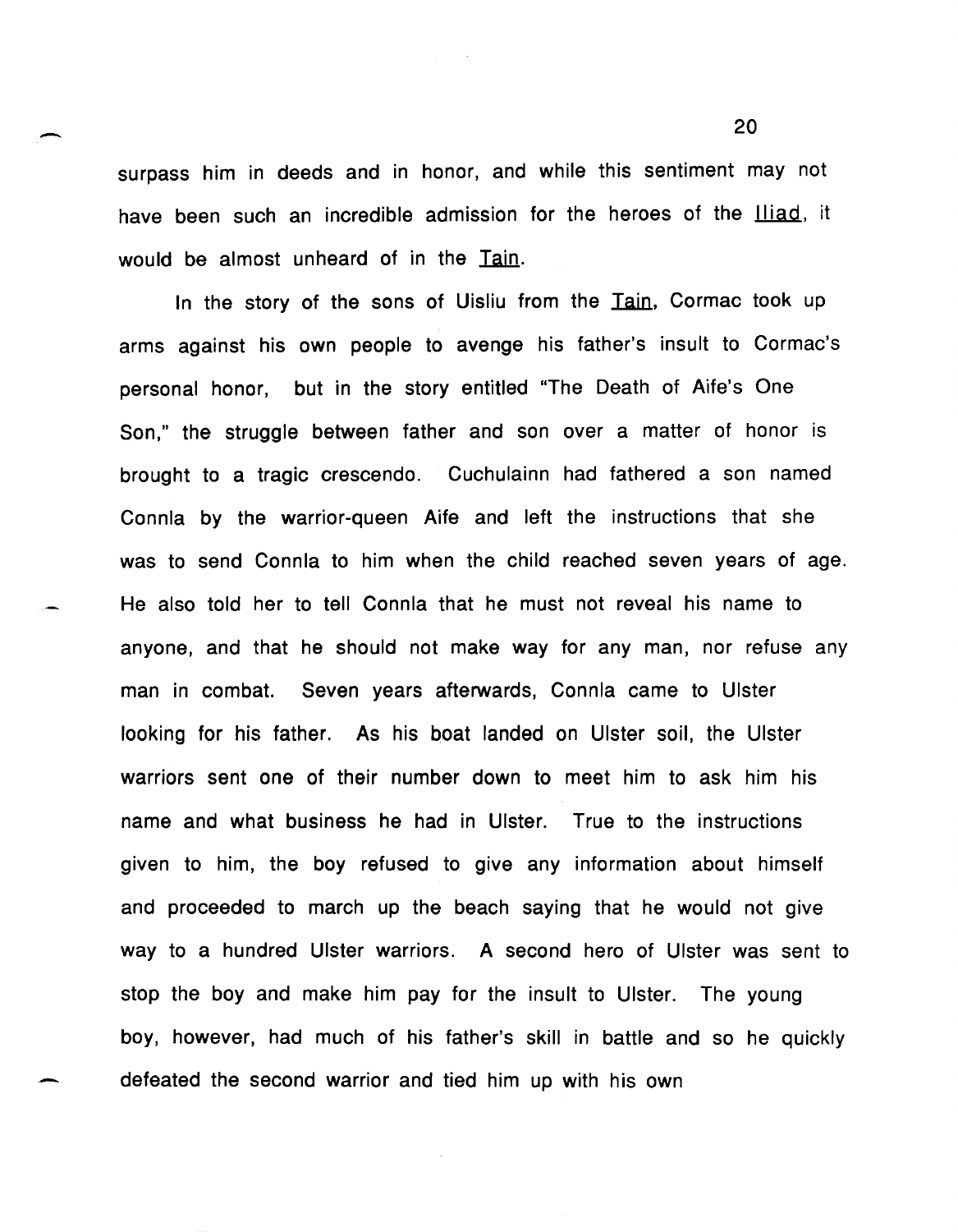surpass him in deeds and in honor, and while this sentiment may not have been such an incredible admission for the heroes of the Iliad, it would be almost unheard of in the Tain.

In the story of the sons of Uisliu from the Tain, Cormac took up arms against his own people to avenge his father's insult to Cormac's personal honor, but in the story entitled "The Death of Aife's One Son," the struggle between father and son over a matter of honor is brought to a tragic crescendo. Cuchulainn had fathered a son named Connla by the warrior-queen Aife and left the instructions that she was to send Connla to him when the child reached seven years of age. He also told her to tell Connla that he must not reveal his name to anyone, and that he should not make way for any man, nor refuse any man in combat. Seven years afterwards, Connla came to Ulster looking for his father. As his boat landed on Ulster soil, the Ulster warriors sent one of their number down to meet him to ask him his name and what business he had in Ulster. True to the instructions given to him, the boy refused to give any information about himself and proceeded to march up the beach saying that he would not give way to a hundred Ulster warriors. A second hero of Ulster was sent to stop the boy and make him pay for the insult to Ulster. The young boy, however, had much of his father's skill in battle and so he quickly defeated the second warrior and tied him up with his own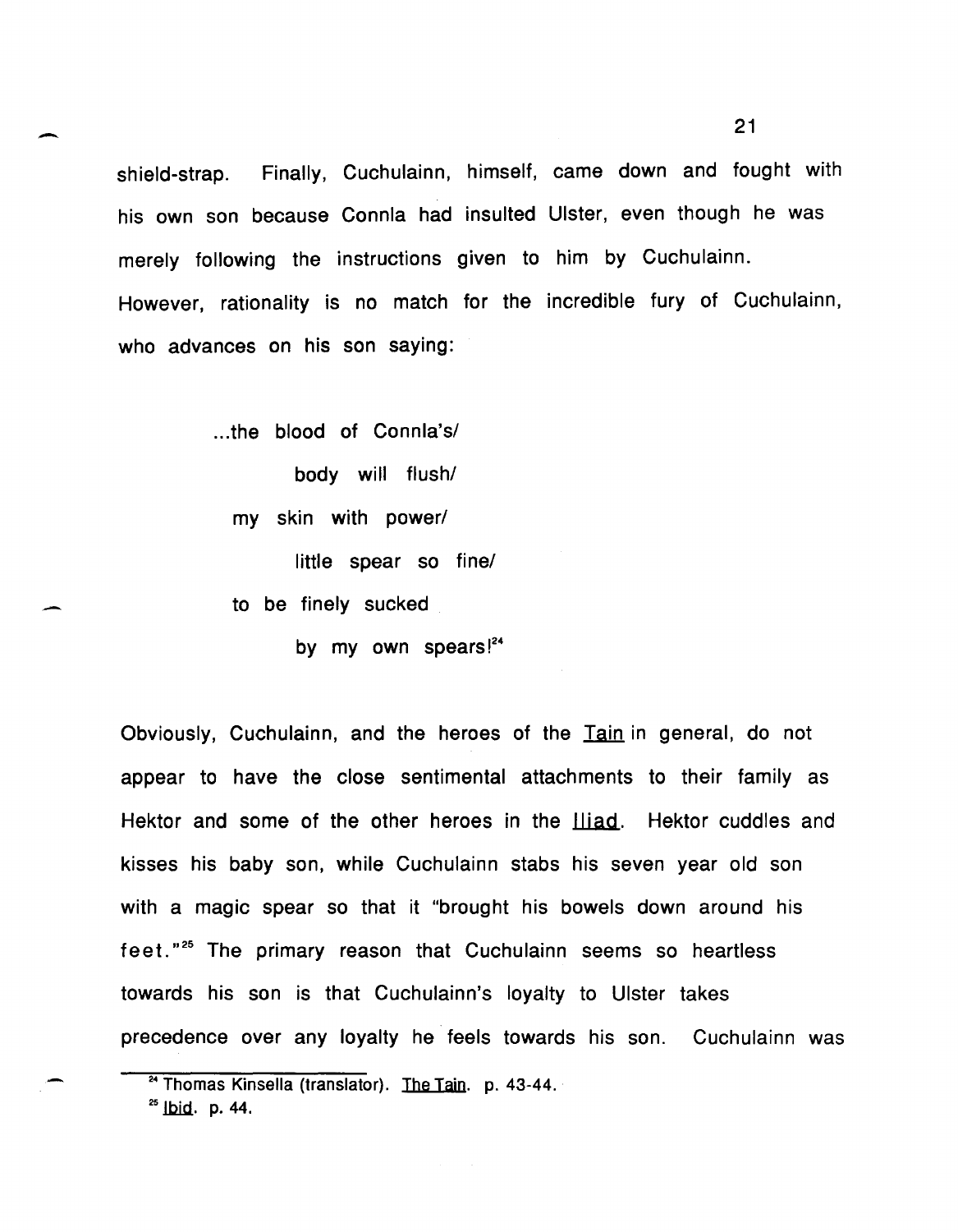shield-strap. Finally, Cuchulainn, himself, came down and fought with his own son because Connla had insulted Ulster, even though he was merely following the instructions given to him by Cuchulainn. However, rationality is no match for the incredible fury of Cuchulainn, who advances on his son saying:

> ...the blood of Connla's/
> body will flush/
> my skin with power/
> little spear so fine/
> to be finely sucked
> by my own spears![24]

Obviously, Cuchulainn, and the heroes of the Tain in general, do not appear to have the close sentimental attachments to their family as Hektor and some of the other heroes in the Iliad. Hektor cuddles and kisses his baby son, while Cuchulainn stabs his seven year old son with a magic spear so that it "brought his bowels down around his feet."[25] The primary reason that Cuchulainn seems so heartless towards his son is that Cuchulainn's loyalty to Ulster takes precedence over any loyalty he feels towards his son. Cuchulainn was

---

[24] Thomas Kinsella (translator). The Tain. p. 43-44.

[25] Ibid. p. 44.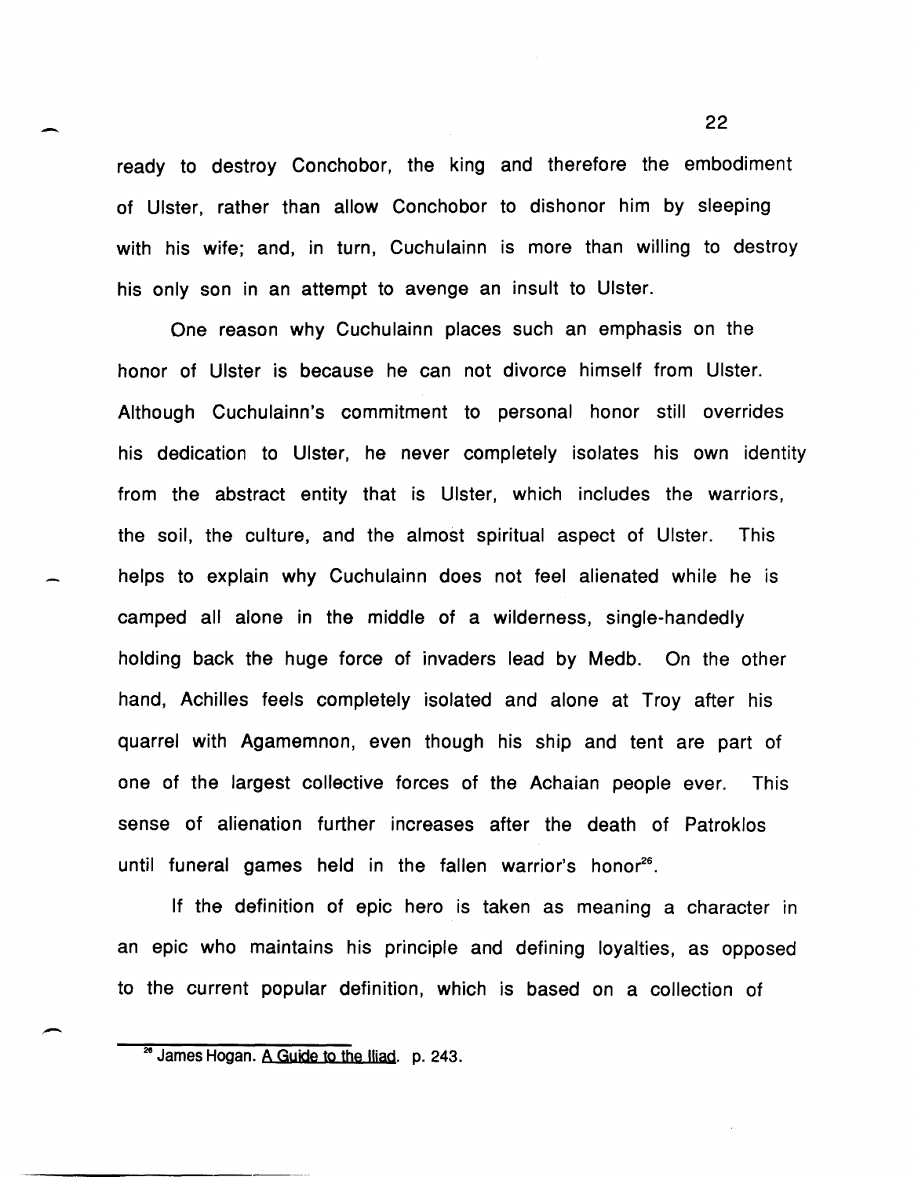ready to destroy Conchobor, the king and therefore the embodiment of Ulster, rather than allow Conchobor to dishonor him by sleeping with his wife; and, in turn, Cuchulainn is more than willing to destroy his only son in an attempt to avenge an insult to Ulster.

One reason why Cuchulainn places such an emphasis on the honor of Ulster is because he can not divorce himself from Ulster. Although Cuchulainn's commitment to personal honor still overrides his dedication to Ulster, he never completely isolates his own identity from the abstract entity that is Ulster, which includes the warriors, the soil, the culture, and the almost spiritual aspect of Ulster. This helps to explain why Cuchulainn does not feel alienated while he is camped all alone in the middle of a wilderness, single-handedly holding back the huge force of invaders lead by Medb. On the other hand, Achilles feels completely isolated and alone at Troy after his quarrel with Agamemnon, even though his ship and tent are part of one of the largest collective forces of the Achaian people ever. This sense of alienation further increases after the death of Patroklos until funeral games held in the fallen warrior's honor[26].

If the definition of epic hero is taken as meaning a character in an epic who maintains his principle and defining loyalties, as opposed to the current popular definition, which is based on a collection of

---

[26] James Hogan. A Guide to the Iliad. p. 243.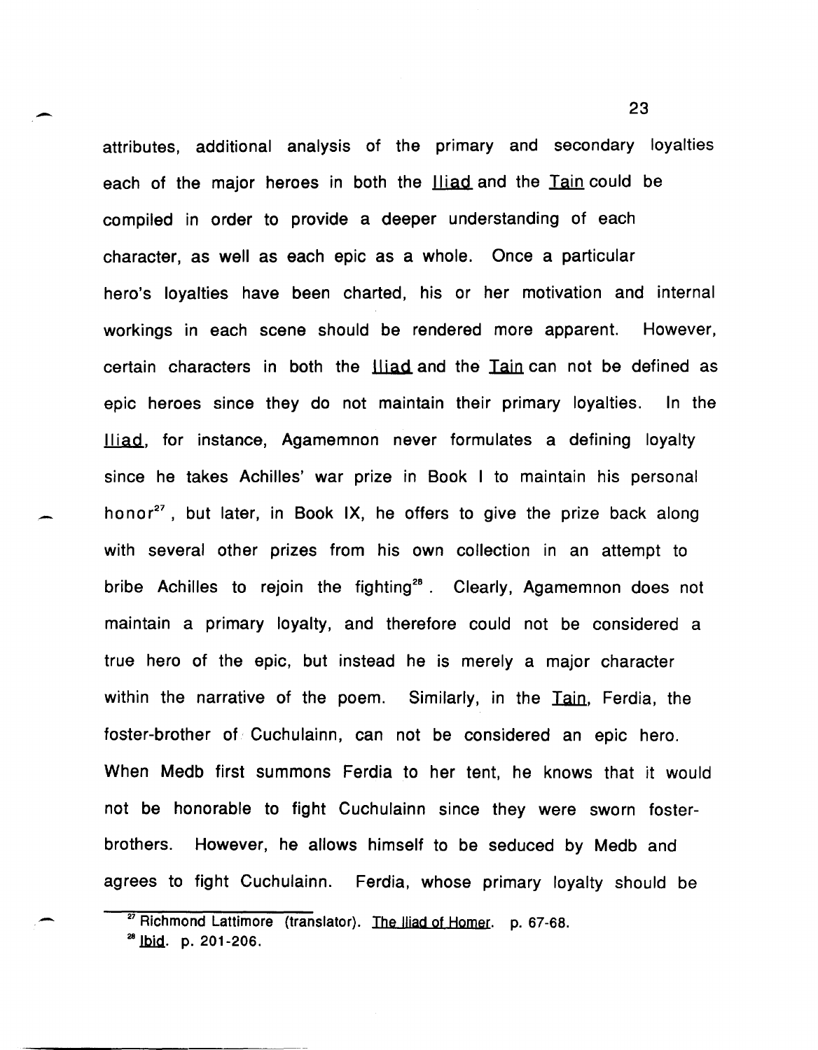attributes, additional analysis of the primary and secondary loyalties each of the major heroes in both the Iliad and the Tain could be compiled in order to provide a deeper understanding of each character, as well as each epic as a whole. Once a particular hero's loyalties have been charted, his or her motivation and internal workings in each scene should be rendered more apparent. However, certain characters in both the Iliad and the Tain can not be defined as epic heroes since they do not maintain their primary loyalties. In the Iliad, for instance, Agamemnon never formulates a defining loyalty since he takes Achilles' war prize in Book I to maintain his personal honor[27], but later, in Book IX, he offers to give the prize back along with several other prizes from his own collection in an attempt to bribe Achilles to rejoin the fighting[28]. Clearly, Agamemnon does not maintain a primary loyalty, and therefore could not be considered a true hero of the epic, but instead he is merely a major character within the narrative of the poem. Similarly, in the Tain, Ferdia, the foster-brother of Cuchulainn, can not be considered an epic hero. When Medb first summons Ferdia to her tent, he knows that it would not be honorable to fight Cuchulainn since they were sworn foster-brothers. However, he allows himself to be seduced by Medb and agrees to fight Cuchulainn. Ferdia, whose primary loyalty should be

---

[27] Richmond Lattimore (translator). The Iliad of Homer. p. 67-68.

[28] Ibid. p. 201-206.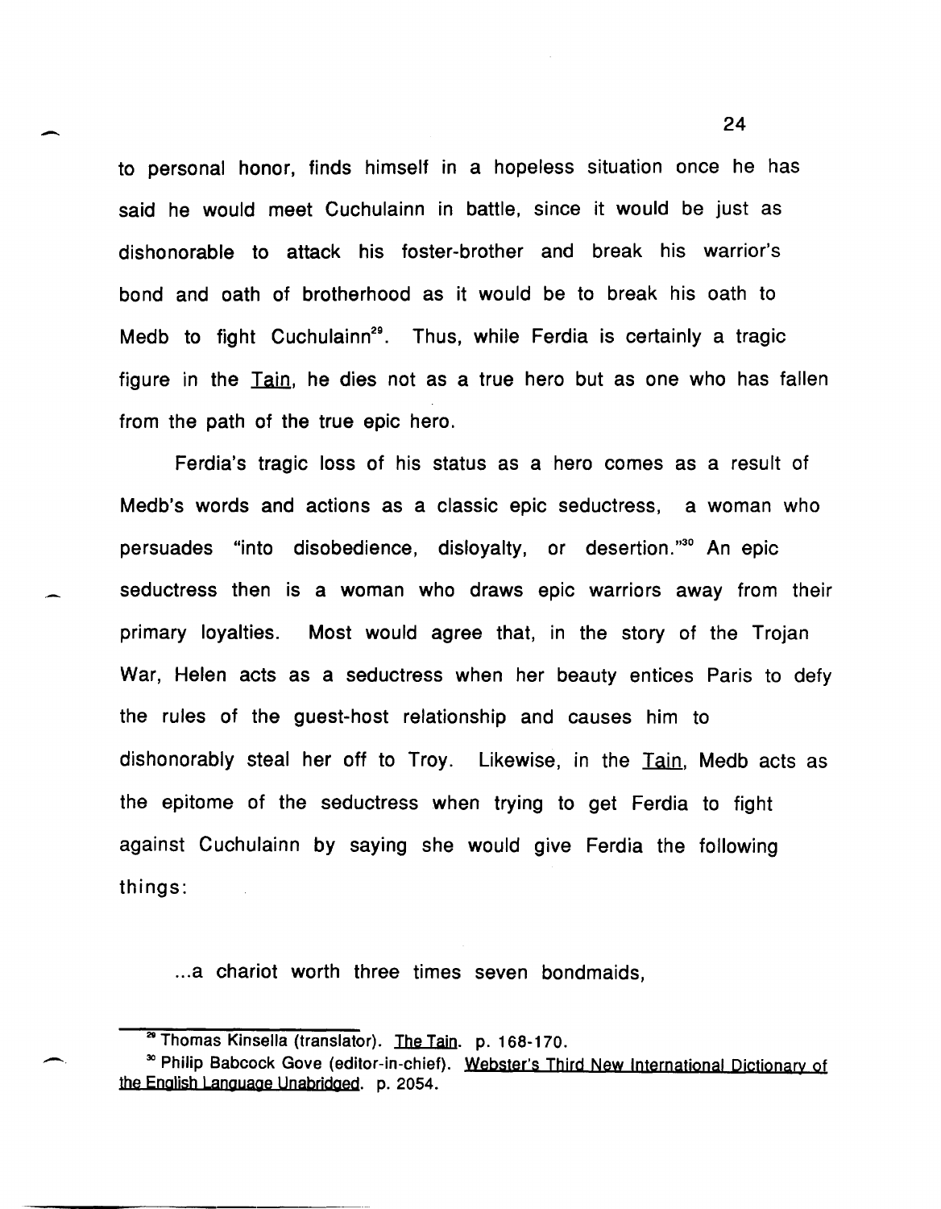to personal honor, finds himself in a hopeless situation once he has said he would meet Cuchulainn in battle, since it would be just as dishonorable to attack his foster-brother and break his warrior's bond and oath of brotherhood as it would be to break his oath to Medb to fight Cuchulainn[29]. Thus, while Ferdia is certainly a tragic figure in the Tain, he dies not as a true hero but as one who has fallen from the path of the true epic hero.

Ferdia's tragic loss of his status as a hero comes as a result of Medb's words and actions as a classic epic seductress, a woman who persuades "into disobedience, disloyalty, or desertion."[30] An epic seductress then is a woman who draws epic warriors away from their primary loyalties. Most would agree that, in the story of the Trojan War, Helen acts as a seductress when her beauty entices Paris to defy the rules of the guest-host relationship and causes him to dishonorably steal her off to Troy. Likewise, in the Tain, Medb acts as the epitome of the seductress when trying to get Ferdia to fight against Cuchulainn by saying she would give Ferdia the following things:

> ...a chariot worth three times seven bondmaids,

---

[29] Thomas Kinsella (translator). The Tain. p. 168-170.

[30] Philip Babcock Gove (editor-in-chief). Webster's Third New International Dictionary of the English Language Unabridged. p. 2054.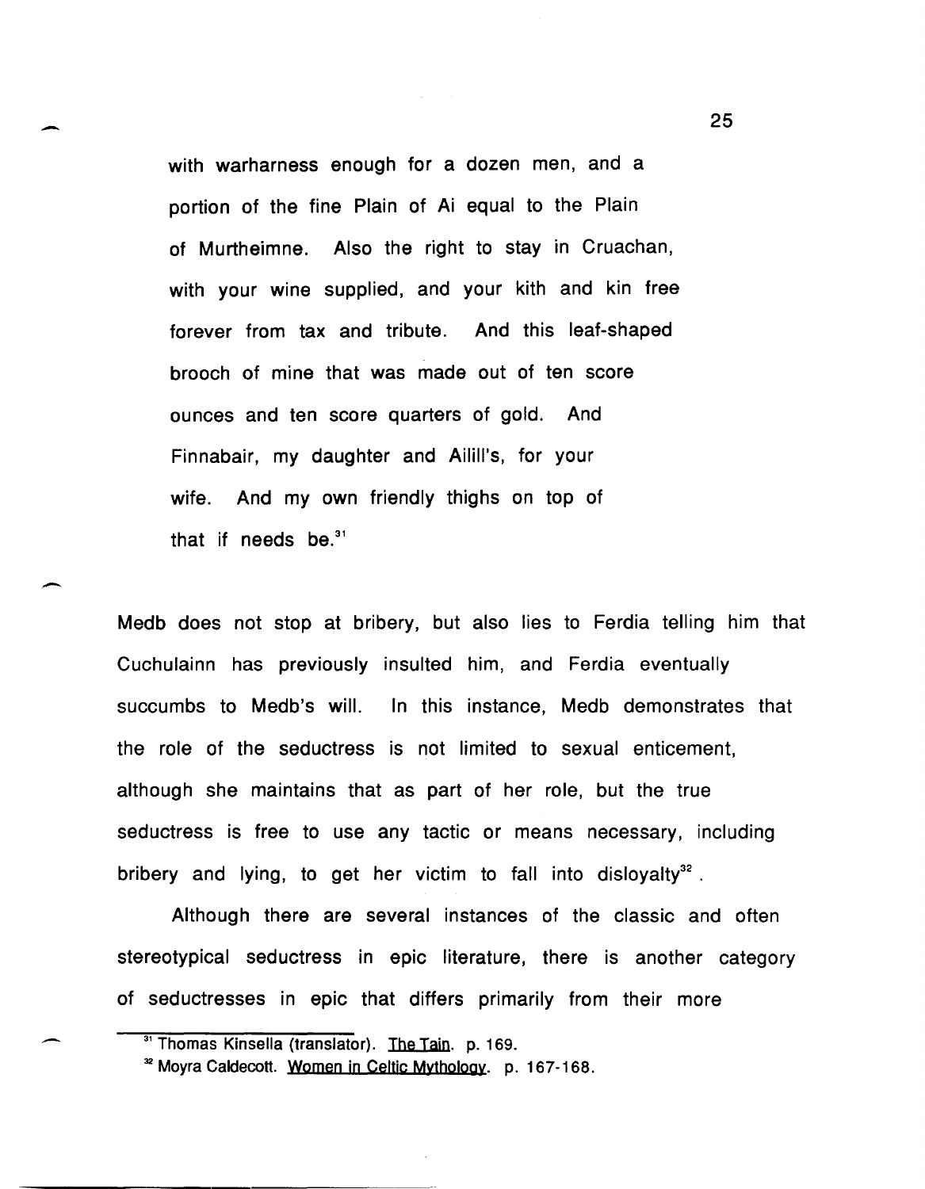> with warharness enough for a dozen men, and a portion of the fine Plain of Ai equal to the Plain of Murtheimne. Also the right to stay in Cruachan, with your wine supplied, and your kith and kin free forever from tax and tribute. And this leaf-shaped brooch of mine that was made out of ten score ounces and ten score quarters of gold. And Finnabair, my daughter and Ailill's, for your wife. And my own friendly thighs on top of that if needs be.[31]

Medb does not stop at bribery, but also lies to Ferdia telling him that Cuchulainn has previously insulted him, and Ferdia eventually succumbs to Medb's will. In this instance, Medb demonstrates that the role of the seductress is not limited to sexual enticement, although she maintains that as part of her role, but the true seductress is free to use any tactic or means necessary, including bribery and lying, to get her victim to fall into disloyalty[32].

Although there are several instances of the classic and often stereotypical seductress in epic literature, there is another category of seductresses in epic that differs primarily from their more

---

[31] Thomas Kinsella (translator). The Tain. p. 169.

[32] Moyra Caldecott. Women in Celtic Mythology. p. 167-168.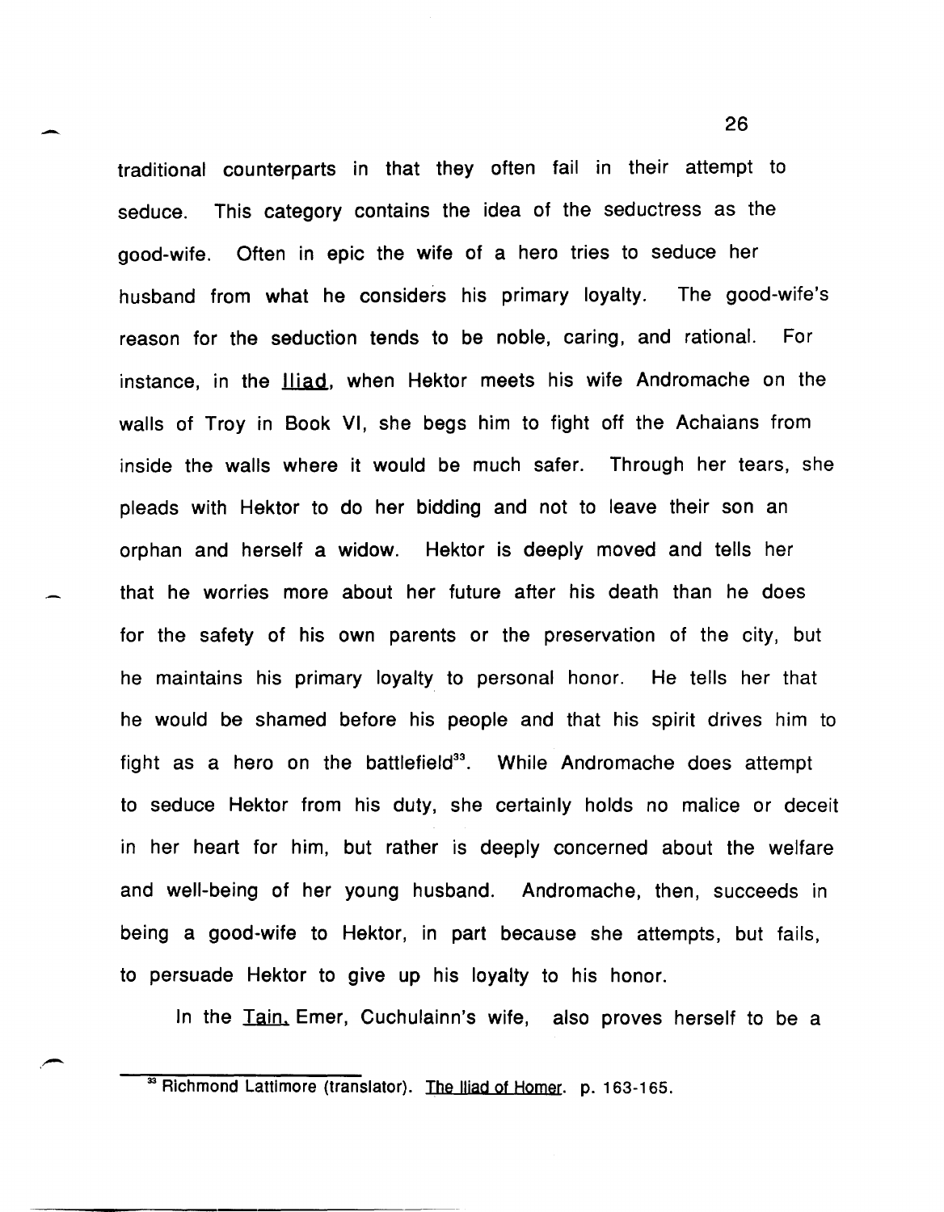traditional counterparts in that they often fail in their attempt to seduce. This category contains the idea of the seductress as the good-wife. Often in epic the wife of a hero tries to seduce her husband from what he considers his primary loyalty. The good-wife's reason for the seduction tends to be noble, caring, and rational. For instance, in the Iliad, when Hektor meets his wife Andromache on the walls of Troy in Book VI, she begs him to fight off the Achaians from inside the walls where it would be much safer. Through her tears, she pleads with Hektor to do her bidding and not to leave their son an orphan and herself a widow. Hektor is deeply moved and tells her that he worries more about her future after his death than he does for the safety of his own parents or the preservation of the city, but he maintains his primary loyalty to personal honor. He tells her that he would be shamed before his people and that his spirit drives him to fight as a hero on the battlefield[33]. While Andromache does attempt to seduce Hektor from his duty, she certainly holds no malice or deceit in her heart for him, but rather is deeply concerned about the welfare and well-being of her young husband. Andromache, then, succeeds in being a good-wife to Hektor, in part because she attempts, but fails, to persuade Hektor to give up his loyalty to his honor.

In the Tain, Emer, Cuchulainn's wife, also proves herself to be a

[33] Richmond Lattimore (translator). The Iliad of Homer. p. 163-165.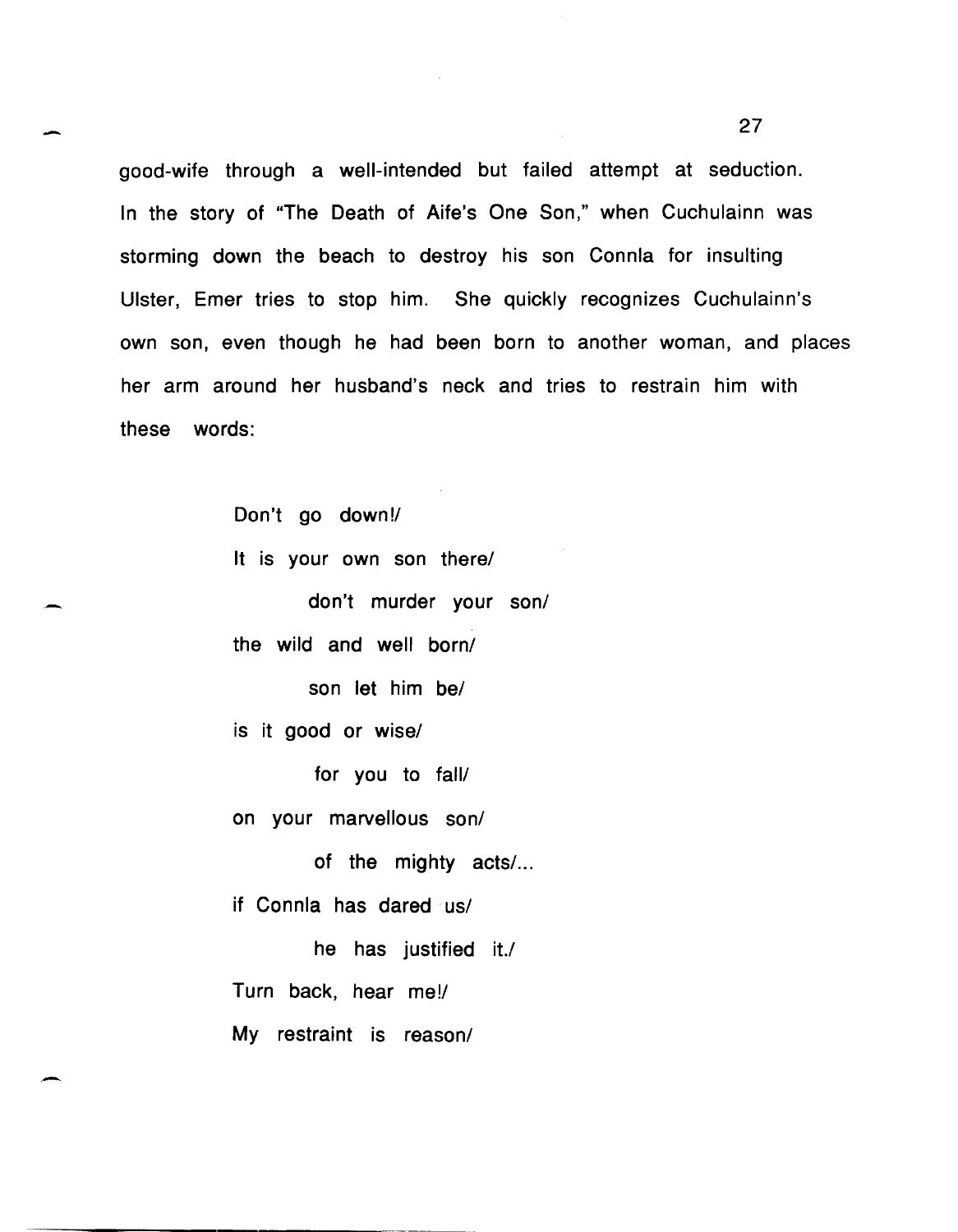good-wife through a well-intended but failed attempt at seduction. In the story of "The Death of Aife's One Son," when Cuchulainn was storming down the beach to destroy his son Connla for insulting Ulster, Emer tries to stop him. She quickly recognizes Cuchulainn's own son, even though he had been born to another woman, and places her arm around her husband's neck and tries to restrain him with these words:

> Don't go down!/
> It is your own son there/
>         don't murder your son/
> the wild and well born/
>         son let him be/
> is it good or wise/
>         for you to fall/
> on your marvellous son/
>         of the mighty acts/...
> if Connla has dared us/
>         he has justified it./
> Turn back, hear me!/
> My restraint is reason/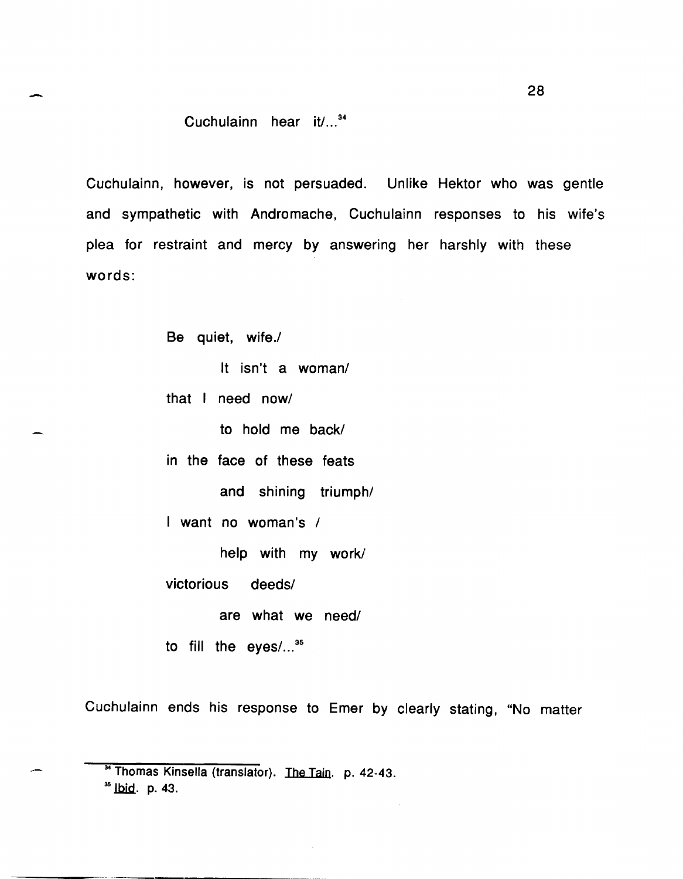Cuchulainn hear it/...[34]

Cuchulainn, however, is not persuaded. Unlike Hektor who was gentle and sympathetic with Andromache, Cuchulainn responses to his wife's plea for restraint and mercy by answering her harshly with these words:

> Be quiet, wife./
>
> It isn't a woman/
>
> that I need now/
>
> to hold me back/
>
> in the face of these feats
>
> and shining triumph/
>
> I want no woman's /
>
> help with my work/
>
> victorious deeds/
>
> are what we need/
>
> to fill the eyes/...[35]

Cuchulainn ends his response to Emer by clearly stating, "No matter

---

[34] Thomas Kinsella (translator). The Tain. p. 42-43.

[35] Ibid. p. 43.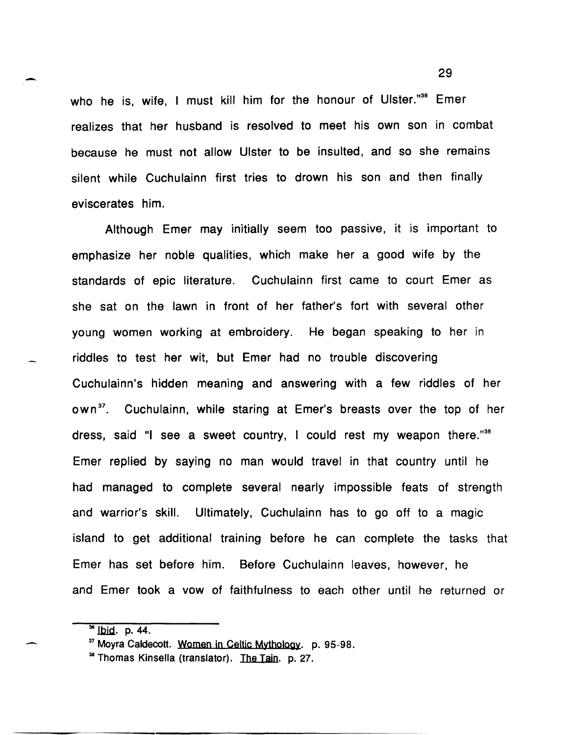who he is, wife, I must kill him for the honour of Ulster."[36] Emer realizes that her husband is resolved to meet his own son in combat because he must not allow Ulster to be insulted, and so she remains silent while Cuchulainn first tries to drown his son and then finally eviscerates him.

Although Emer may initially seem too passive, it is important to emphasize her noble qualities, which make her a good wife by the standards of epic literature. Cuchulainn first came to court Emer as she sat on the lawn in front of her father's fort with several other young women working at embroidery. He began speaking to her in riddles to test her wit, but Emer had no trouble discovering Cuchulainn's hidden meaning and answering with a few riddles of her own[37]. Cuchulainn, while staring at Emer's breasts over the top of her dress, said "I see a sweet country, I could rest my weapon there."[38] Emer replied by saying no man would travel in that country until he had managed to complete several nearly impossible feats of strength and warrior's skill. Ultimately, Cuchulainn has to go off to a magic island to get additional training before he can complete the tasks that Emer has set before him. Before Cuchulainn leaves, however, he and Emer took a vow of faithfulness to each other until he returned or

---

[36] Ibid. p. 44.

[37] Moyra Caldecott. Women in Celtic Mythology. p. 95-98.

[38] Thomas Kinsella (translator). The Tain. p. 27.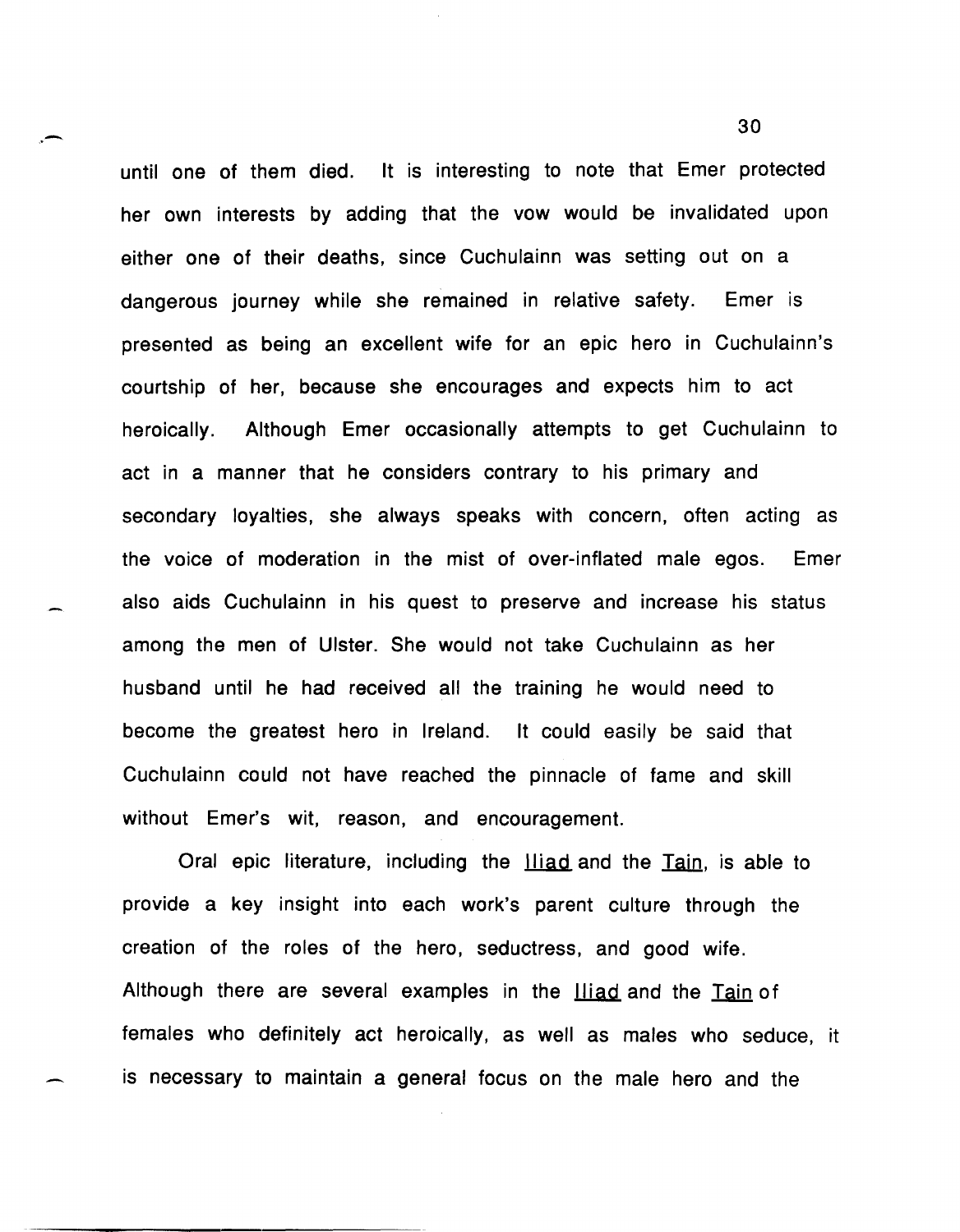until one of them died. It is interesting to note that Emer protected her own interests by adding that the vow would be invalidated upon either one of their deaths, since Cuchulainn was setting out on a dangerous journey while she remained in relative safety. Emer is presented as being an excellent wife for an epic hero in Cuchulainn's courtship of her, because she encourages and expects him to act heroically. Although Emer occasionally attempts to get Cuchulainn to act in a manner that he considers contrary to his primary and secondary loyalties, she always speaks with concern, often acting as the voice of moderation in the mist of over-inflated male egos. Emer also aids Cuchulainn in his quest to preserve and increase his status among the men of Ulster. She would not take Cuchulainn as her husband until he had received all the training he would need to become the greatest hero in Ireland. It could easily be said that Cuchulainn could not have reached the pinnacle of fame and skill without Emer's wit, reason, and encouragement.

Oral epic literature, including the Iliad and the Tain, is able to provide a key insight into each work's parent culture through the creation of the roles of the hero, seductress, and good wife. Although there are several examples in the Iliad and the Tain of females who definitely act heroically, as well as males who seduce, it is necessary to maintain a general focus on the male hero and the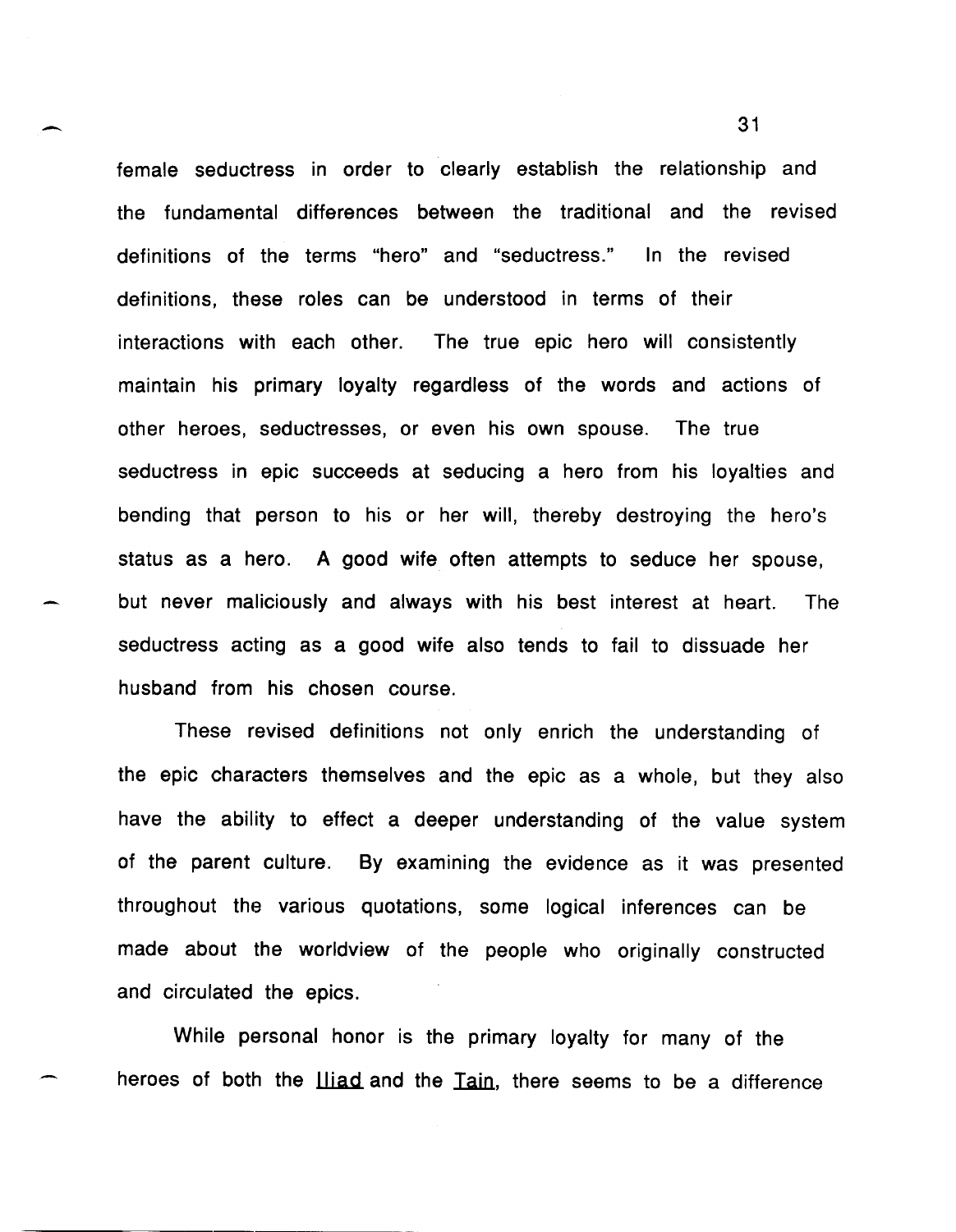female seductress in order to clearly establish the relationship and the fundamental differences between the traditional and the revised definitions of the terms "hero" and "seductress." In the revised definitions, these roles can be understood in terms of their interactions with each other. The true epic hero will consistently maintain his primary loyalty regardless of the words and actions of other heroes, seductresses, or even his own spouse. The true seductress in epic succeeds at seducing a hero from his loyalties and bending that person to his or her will, thereby destroying the hero's status as a hero. A good wife often attempts to seduce her spouse, but never maliciously and always with his best interest at heart. The seductress acting as a good wife also tends to fail to dissuade her husband from his chosen course.

These revised definitions not only enrich the understanding of the epic characters themselves and the epic as a whole, but they also have the ability to effect a deeper understanding of the value system of the parent culture. By examining the evidence as it was presented throughout the various quotations, some logical inferences can be made about the worldview of the people who originally constructed and circulated the epics.

While personal honor is the primary loyalty for many of the heroes of both the _Iliad_ and the _Tain_, there seems to be a difference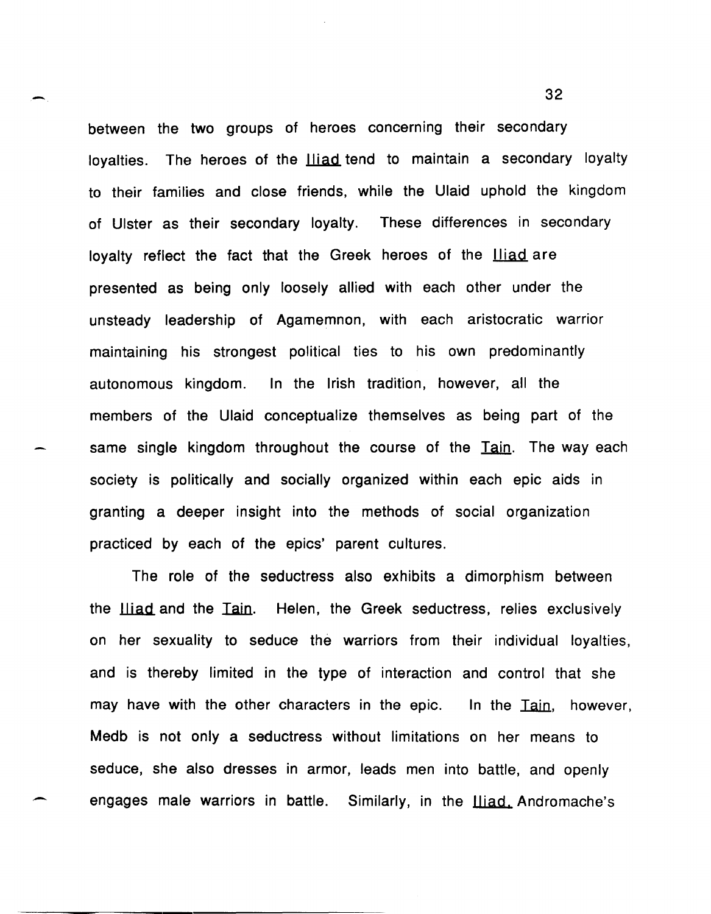between the two groups of heroes concerning their secondary loyalties. The heroes of the _Iliad_ tend to maintain a secondary loyalty to their families and close friends, while the Ulaid uphold the kingdom of Ulster as their secondary loyalty. These differences in secondary loyalty reflect the fact that the Greek heroes of the _Iliad_ are presented as being only loosely allied with each other under the unsteady leadership of Agamemnon, with each aristocratic warrior maintaining his strongest political ties to his own predominantly autonomous kingdom. In the Irish tradition, however, all the members of the Ulaid conceptualize themselves as being part of the same single kingdom throughout the course of the _Tain_. The way each society is politically and socially organized within each epic aids in granting a deeper insight into the methods of social organization practiced by each of the epics' parent cultures.

The role of the seductress also exhibits a dimorphism between the _Iliad_ and the _Tain_. Helen, the Greek seductress, relies exclusively on her sexuality to seduce the warriors from their individual loyalties, and is thereby limited in the type of interaction and control that she may have with the other characters in the epic. In the _Tain_, however, Medb is not only a seductress without limitations on her means to seduce, she also dresses in armor, leads men into battle, and openly engages male warriors in battle. Similarly, in the _Iliad_, Andromache's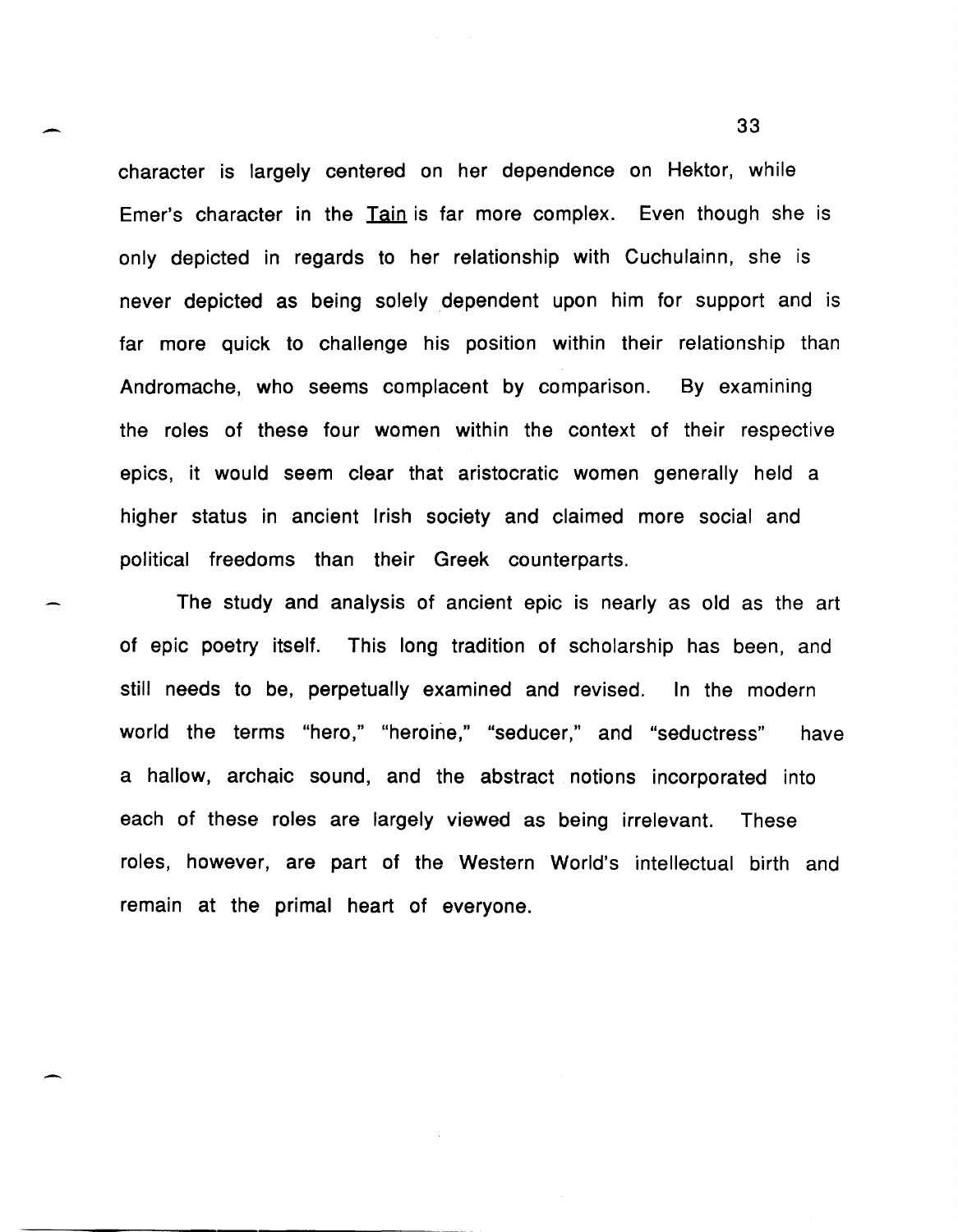character is largely centered on her dependence on Hektor, while Emer's character in the Tain is far more complex. Even though she is only depicted in regards to her relationship with Cuchulainn, she is never depicted as being solely dependent upon him for support and is far more quick to challenge his position within their relationship than Andromache, who seems complacent by comparison. By examining the roles of these four women within the context of their respective epics, it would seem clear that aristocratic women generally held a higher status in ancient Irish society and claimed more social and political freedoms than their Greek counterparts.

The study and analysis of ancient epic is nearly as old as the art of epic poetry itself. This long tradition of scholarship has been, and still needs to be, perpetually examined and revised. In the modern world the terms "hero," "heroine," "seducer," and "seductress" have a hallow, archaic sound, and the abstract notions incorporated into each of these roles are largely viewed as being irrelevant. These roles, however, are part of the Western World's intellectual birth and remain at the primal heart of everyone.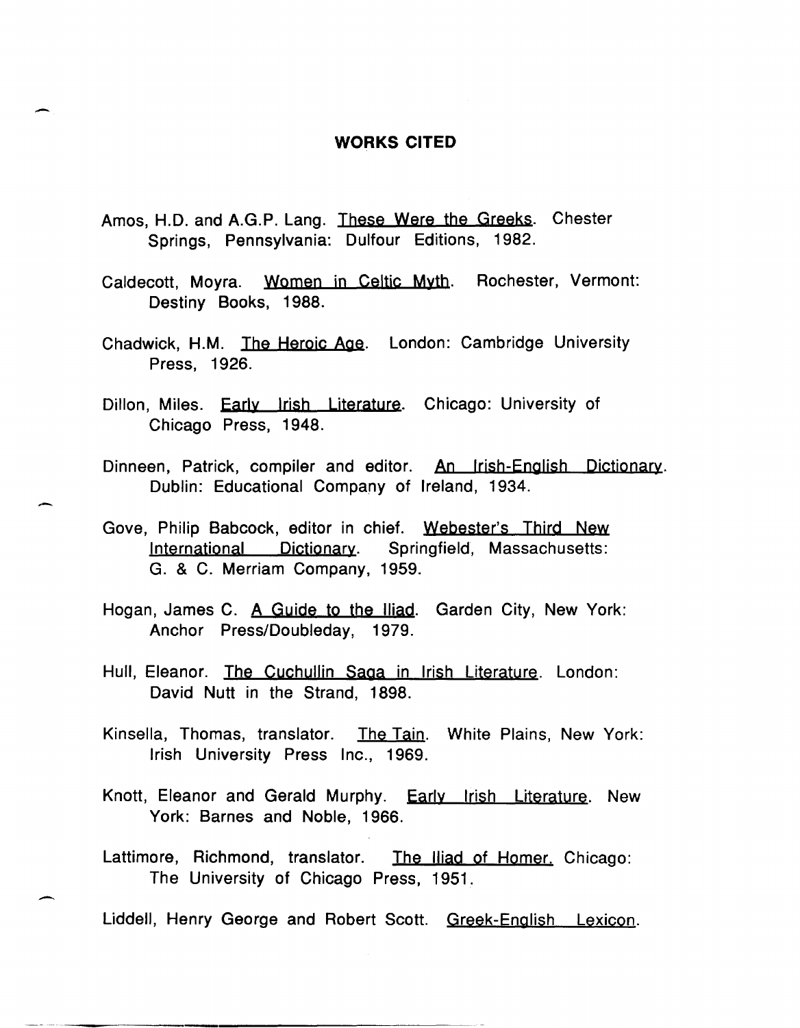## WORKS CITED

Amos, H.D. and A.G.P. Lang. These Were the Greeks. Chester Springs, Pennsylvania: Dulfour Editions, 1982.

Caldecott, Moyra. Women in Celtic Myth. Rochester, Vermont: Destiny Books, 1988.

Chadwick, H.M. The Heroic Age. London: Cambridge University Press, 1926.

Dillon, Miles. Early Irish Literature. Chicago: University of Chicago Press, 1948.

Dinneen, Patrick, compiler and editor. An Irish-English Dictionary. Dublin: Educational Company of Ireland, 1934.

Gove, Philip Babcock, editor in chief. Webester's Third New International Dictionary. Springfield, Massachusetts: G. & C. Merriam Company, 1959.

Hogan, James C. A Guide to the Iliad. Garden City, New York: Anchor Press/Doubleday, 1979.

Hull, Eleanor. The Cuchullin Saga in Irish Literature. London: David Nutt in the Strand, 1898.

Kinsella, Thomas, translator. The Tain. White Plains, New York: Irish University Press Inc., 1969.

Knott, Eleanor and Gerald Murphy. Early Irish Literature. New York: Barnes and Noble, 1966.

Lattimore, Richmond, translator. The Iliad of Homer. Chicago: The University of Chicago Press, 1951.

Liddell, Henry George and Robert Scott. Greek-English Lexicon.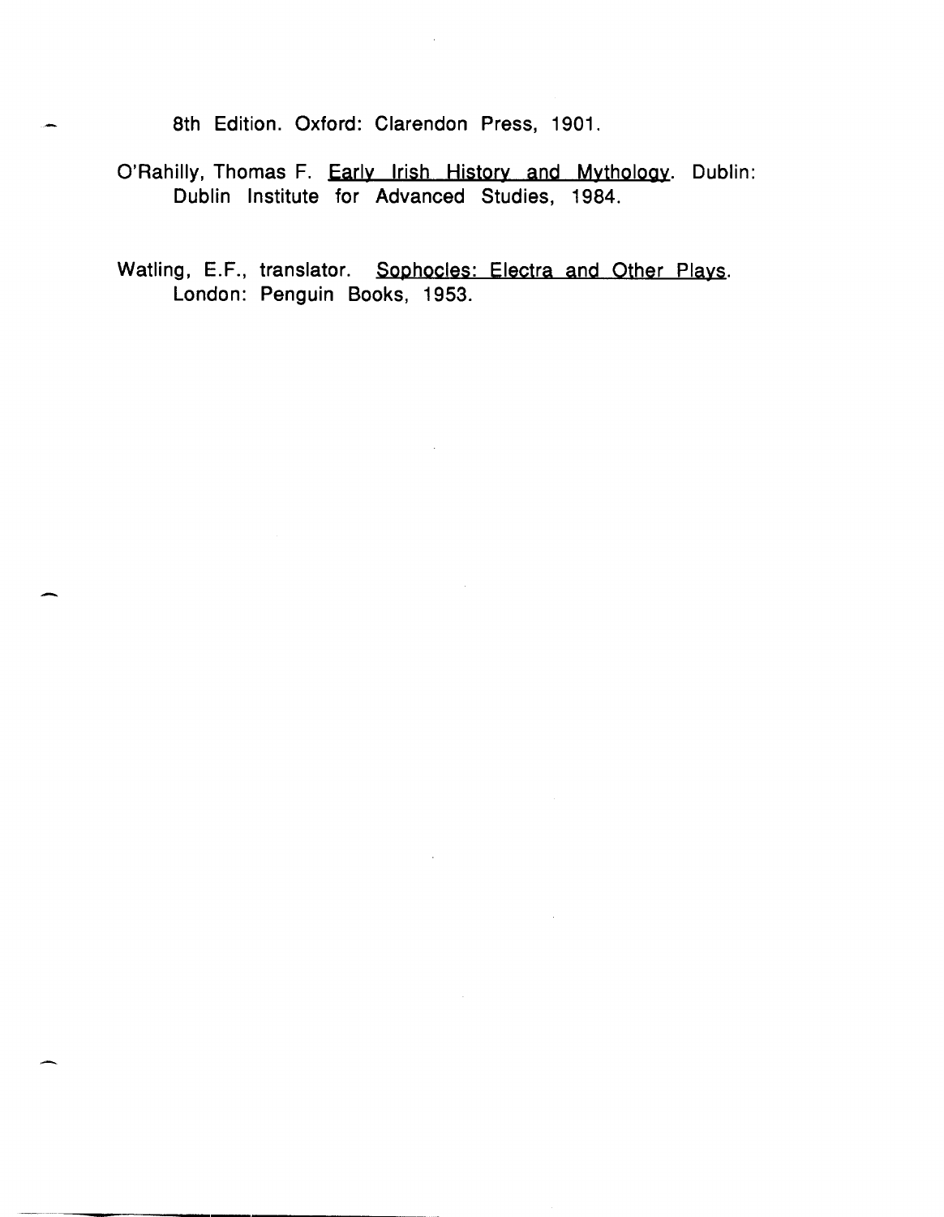8th Edition. Oxford: Clarendon Press, 1901.

O'Rahilly, Thomas F. _Early Irish History and Mythology_. Dublin: Dublin Institute for Advanced Studies, 1984.

Watling, E.F., translator. _Sophocles: Electra and Other Plays_. London: Penguin Books, 1953.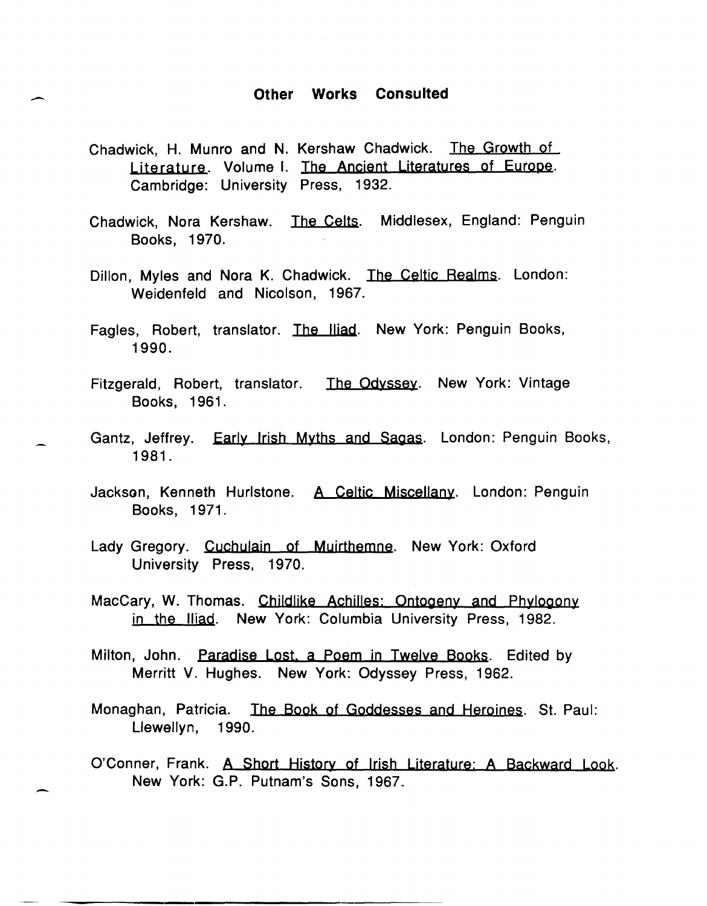## Other Works Consulted

Chadwick, H. Munro and N. Kershaw Chadwick. The Growth of Literature. Volume I. The Ancient Literatures of Europe. Cambridge: University Press, 1932.

Chadwick, Nora Kershaw. The Celts. Middlesex, England: Penguin Books, 1970.

Dillon, Myles and Nora K. Chadwick. The Celtic Realms. London: Weidenfeld and Nicolson, 1967.

Fagles, Robert, translator. The Iliad. New York: Penguin Books, 1990.

Fitzgerald, Robert, translator. The Odyssey. New York: Vintage Books, 1961.

Gantz, Jeffrey. Early Irish Myths and Sagas. London: Penguin Books, 1981.

Jackson, Kenneth Hurlstone. A Celtic Miscellany. London: Penguin Books, 1971.

Lady Gregory. Cuchulain of Muirthemne. New York: Oxford University Press, 1970.

MacCary, W. Thomas. Childlike Achilles: Ontogeny and Phylogony in the Iliad. New York: Columbia University Press, 1982.

Milton, John. Paradise Lost, a Poem in Twelve Books. Edited by Merritt V. Hughes. New York: Odyssey Press, 1962.

Monaghan, Patricia. The Book of Goddesses and Heroines. St. Paul: Llewellyn, 1990.

O'Conner, Frank. A Short History of Irish Literature: A Backward Look. New York: G.P. Putnam's Sons, 1967.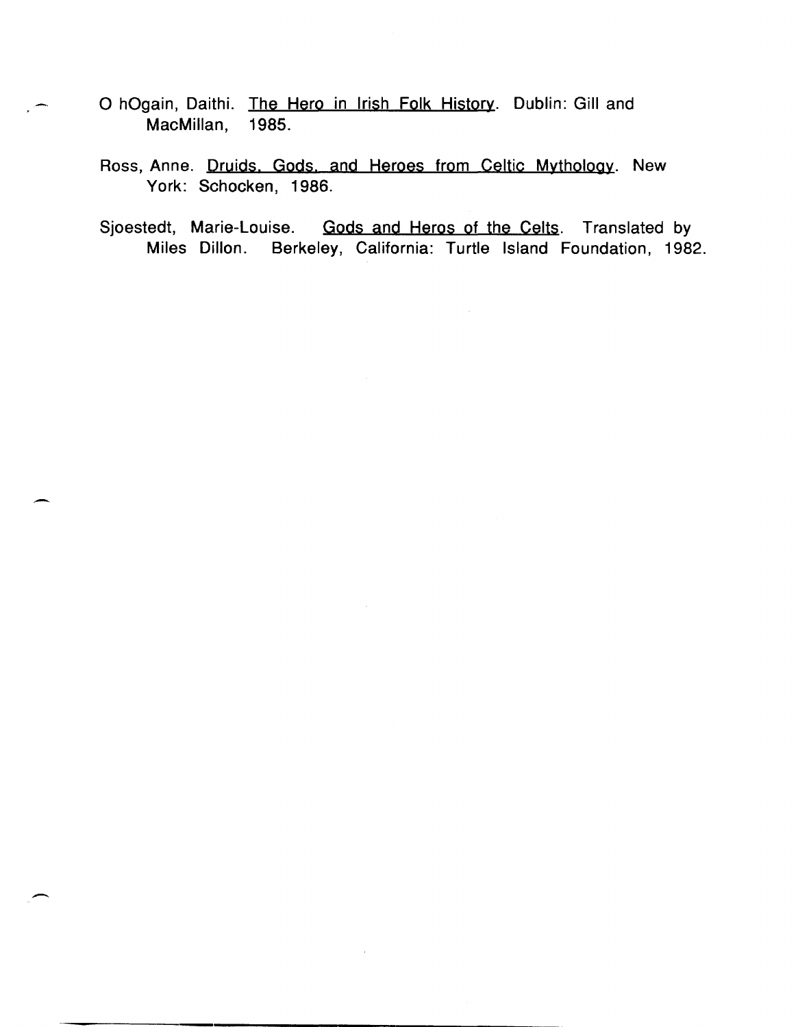O hOgain, Daithi. The Hero in Irish Folk History. Dublin: Gill and MacMillan, 1985.

Ross, Anne. Druids, Gods, and Heroes from Celtic Mythology. New York: Schocken, 1986.

Sjoestedt, Marie-Louise. Gods and Heros of the Celts. Translated by Miles Dillon. Berkeley, California: Turtle Island Foundation, 1982.